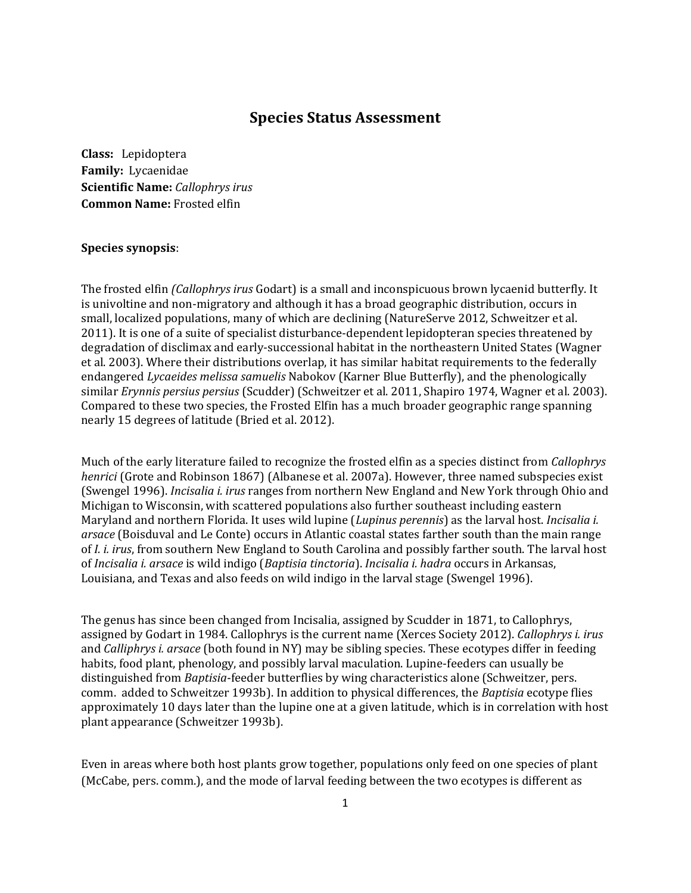# Species Status Assessment

**Class:** Lepidoptera
**Family:** Lycaenidae
**Scientific Name:** *Callophrys irus*
**Common Name:** Frosted elfin

**Species synopsis**:

The frosted elfin *(Callophrys irus* Godart) is a small and inconspicuous brown lycaenid butterfly. It is univoltine and non-migratory and although it has a broad geographic distribution, occurs in small, localized populations, many of which are declining (NatureServe 2012, Schweitzer et al. 2011). It is one of a suite of specialist disturbance-dependent lepidopteran species threatened by degradation of disclimax and early-successional habitat in the northeastern United States (Wagner et al. 2003). Where their distributions overlap, it has similar habitat requirements to the federally endangered *Lycaeides melissa samuelis* Nabokov (Karner Blue Butterfly), and the phenologically similar *Erynnis persius persius* (Scudder) (Schweitzer et al. 2011, Shapiro 1974, Wagner et al. 2003). Compared to these two species, the Frosted Elfin has a much broader geographic range spanning nearly 15 degrees of latitude (Bried et al. 2012).

Much of the early literature failed to recognize the frosted elfin as a species distinct from *Callophrys henrici* (Grote and Robinson 1867) (Albanese et al. 2007a). However, three named subspecies exist (Swengel 1996). *Incisalia i. irus* ranges from northern New England and New York through Ohio and Michigan to Wisconsin, with scattered populations also further southeast including eastern Maryland and northern Florida. It uses wild lupine (*Lupinus perennis*) as the larval host. *Incisalia i. arsace* (Boisduval and Le Conte) occurs in Atlantic coastal states farther south than the main range of *I. i. irus*, from southern New England to South Carolina and possibly farther south. The larval host of *Incisalia i. arsace* is wild indigo (*Baptisia tinctoria*). *Incisalia i. hadra* occurs in Arkansas, Louisiana, and Texas and also feeds on wild indigo in the larval stage (Swengel 1996).

The genus has since been changed from Incisalia, assigned by Scudder in 1871, to Callophrys, assigned by Godart in 1984. Callophrys is the current name (Xerces Society 2012). *Callophrys i. irus* and *Calliphrys i. arsace* (both found in NY) may be sibling species. These ecotypes differ in feeding habits, food plant, phenology, and possibly larval maculation. Lupine-feeders can usually be distinguished from *Baptisia*-feeder butterflies by wing characteristics alone (Schweitzer, pers. comm. added to Schweitzer 1993b). In addition to physical differences, the *Baptisia* ecotype flies approximately 10 days later than the lupine one at a given latitude, which is in correlation with host plant appearance (Schweitzer 1993b).

Even in areas where both host plants grow together, populations only feed on one species of plant (McCabe, pers. comm.), and the mode of larval feeding between the two ecotypes is different as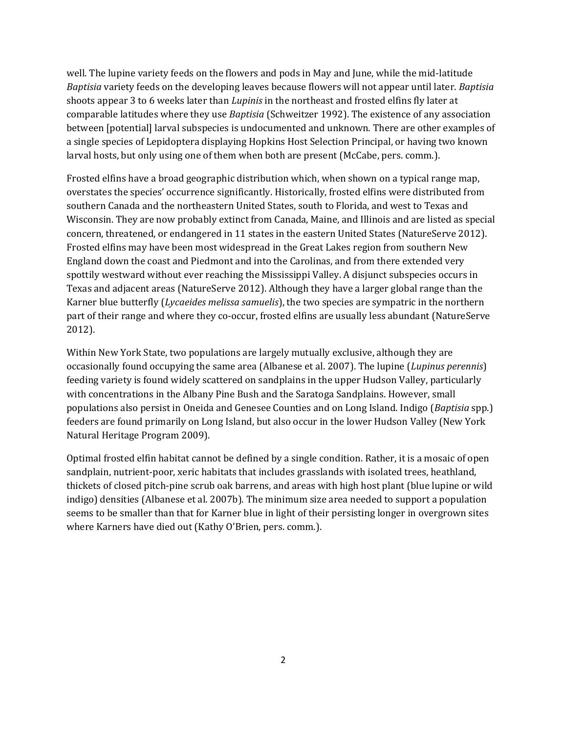well. The lupine variety feeds on the flowers and pods in May and June, while the mid-latitude *Baptisia* variety feeds on the developing leaves because flowers will not appear until later. *Baptisia* shoots appear 3 to 6 weeks later than *Lupinis* in the northeast and frosted elfins fly later at comparable latitudes where they use *Baptisia* (Schweitzer 1992). The existence of any association between [potential] larval subspecies is undocumented and unknown. There are other examples of a single species of Lepidoptera displaying Hopkins Host Selection Principal, or having two known larval hosts, but only using one of them when both are present (McCabe, pers. comm.).

Frosted elfins have a broad geographic distribution which, when shown on a typical range map, overstates the species' occurrence significantly. Historically, frosted elfins were distributed from southern Canada and the northeastern United States, south to Florida, and west to Texas and Wisconsin. They are now probably extinct from Canada, Maine, and Illinois and are listed as special concern, threatened, or endangered in 11 states in the eastern United States (NatureServe 2012). Frosted elfins may have been most widespread in the Great Lakes region from southern New England down the coast and Piedmont and into the Carolinas, and from there extended very spottily westward without ever reaching the Mississippi Valley. A disjunct subspecies occurs in Texas and adjacent areas (NatureServe 2012). Although they have a larger global range than the Karner blue butterfly (*Lycaeides melissa samuelis*), the two species are sympatric in the northern part of their range and where they co-occur, frosted elfins are usually less abundant (NatureServe 2012).

Within New York State, two populations are largely mutually exclusive, although they are occasionally found occupying the same area (Albanese et al. 2007). The lupine (*Lupinus perennis*) feeding variety is found widely scattered on sandplains in the upper Hudson Valley, particularly with concentrations in the Albany Pine Bush and the Saratoga Sandplains. However, small populations also persist in Oneida and Genesee Counties and on Long Island. Indigo (*Baptisia* spp.) feeders are found primarily on Long Island, but also occur in the lower Hudson Valley (New York Natural Heritage Program 2009).

Optimal frosted elfin habitat cannot be defined by a single condition. Rather, it is a mosaic of open sandplain, nutrient-poor, xeric habitats that includes grasslands with isolated trees, heathland, thickets of closed pitch-pine scrub oak barrens, and areas with high host plant (blue lupine or wild indigo) densities (Albanese et al. 2007b). The minimum size area needed to support a population seems to be smaller than that for Karner blue in light of their persisting longer in overgrown sites where Karners have died out (Kathy O'Brien, pers. comm.).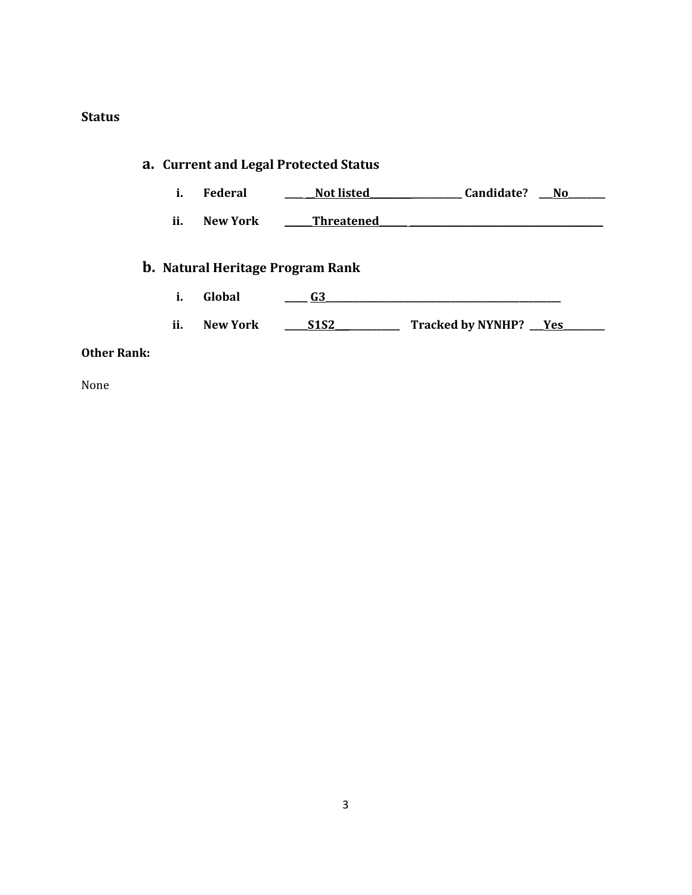**Status**

**a. Current and Legal Protected Status**

i. **Federal** ____ __Not listed____________________ **Candidate?** ___No________

ii. **New York** ______Threatened______ ________________________________________

**b. Natural Heritage Program Rank**

i. **Global** _____ G3______________________________________________________

ii. **New York** _____S1S2_____________ **Tracked by NYNHP?** ___Yes_________

**Other Rank:**

None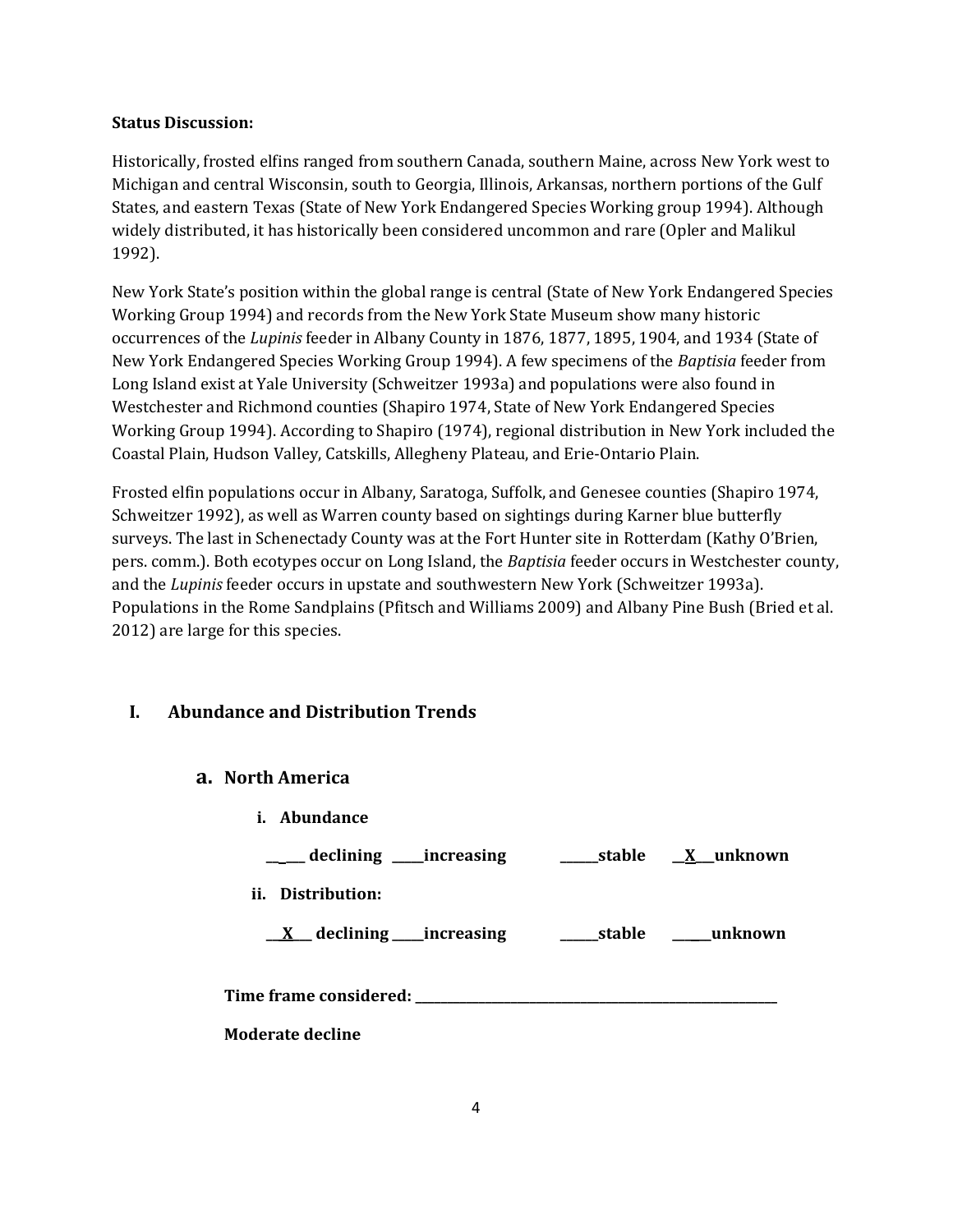**Status Discussion:**

Historically, frosted elfins ranged from southern Canada, southern Maine, across New York west to Michigan and central Wisconsin, south to Georgia, Illinois, Arkansas, northern portions of the Gulf States, and eastern Texas (State of New York Endangered Species Working group 1994). Although widely distributed, it has historically been considered uncommon and rare (Opler and Malikul 1992).

New York State's position within the global range is central (State of New York Endangered Species Working Group 1994) and records from the New York State Museum show many historic occurrences of the *Lupinis* feeder in Albany County in 1876, 1877, 1895, 1904, and 1934 (State of New York Endangered Species Working Group 1994). A few specimens of the *Baptisia* feeder from Long Island exist at Yale University (Schweitzer 1993a) and populations were also found in Westchester and Richmond counties (Shapiro 1974, State of New York Endangered Species Working Group 1994). According to Shapiro (1974), regional distribution in New York included the Coastal Plain, Hudson Valley, Catskills, Allegheny Plateau, and Erie-Ontario Plain.

Frosted elfin populations occur in Albany, Saratoga, Suffolk, and Genesee counties (Shapiro 1974, Schweitzer 1992), as well as Warren county based on sightings during Karner blue butterfly surveys. The last in Schenectady County was at the Fort Hunter site in Rotterdam (Kathy O'Brien, pers. comm.). Both ecotypes occur on Long Island, the *Baptisia* feeder occurs in Westchester county, and the *Lupinis* feeder occurs in upstate and southwestern New York (Schweitzer 1993a). Populations in the Rome Sandplains (Pfitsch and Williams 2009) and Albany Pine Bush (Bried et al. 2012) are large for this species.

## I. Abundance and Distribution Trends

### a. North America

**i. Abundance**

**\_\_\_\_\_ declining \_\_\_\_\_increasing \_\_\_\_\_\_stable \_\_X\_\_\_unknown**

**ii. Distribution:**

**\_\_X\_\_\_ declining \_\_\_\_\_increasing \_\_\_\_\_\_stable \_\_\_\_\_\_unknown**

**Time frame considered: \_\_\_\_\_\_\_\_\_\_\_\_\_\_\_\_\_\_\_\_\_\_\_\_\_\_\_\_\_\_\_\_\_\_\_\_\_\_\_\_\_\_\_\_\_\_\_\_\_\_\_\_\_\_\_\_**

**Moderate decline**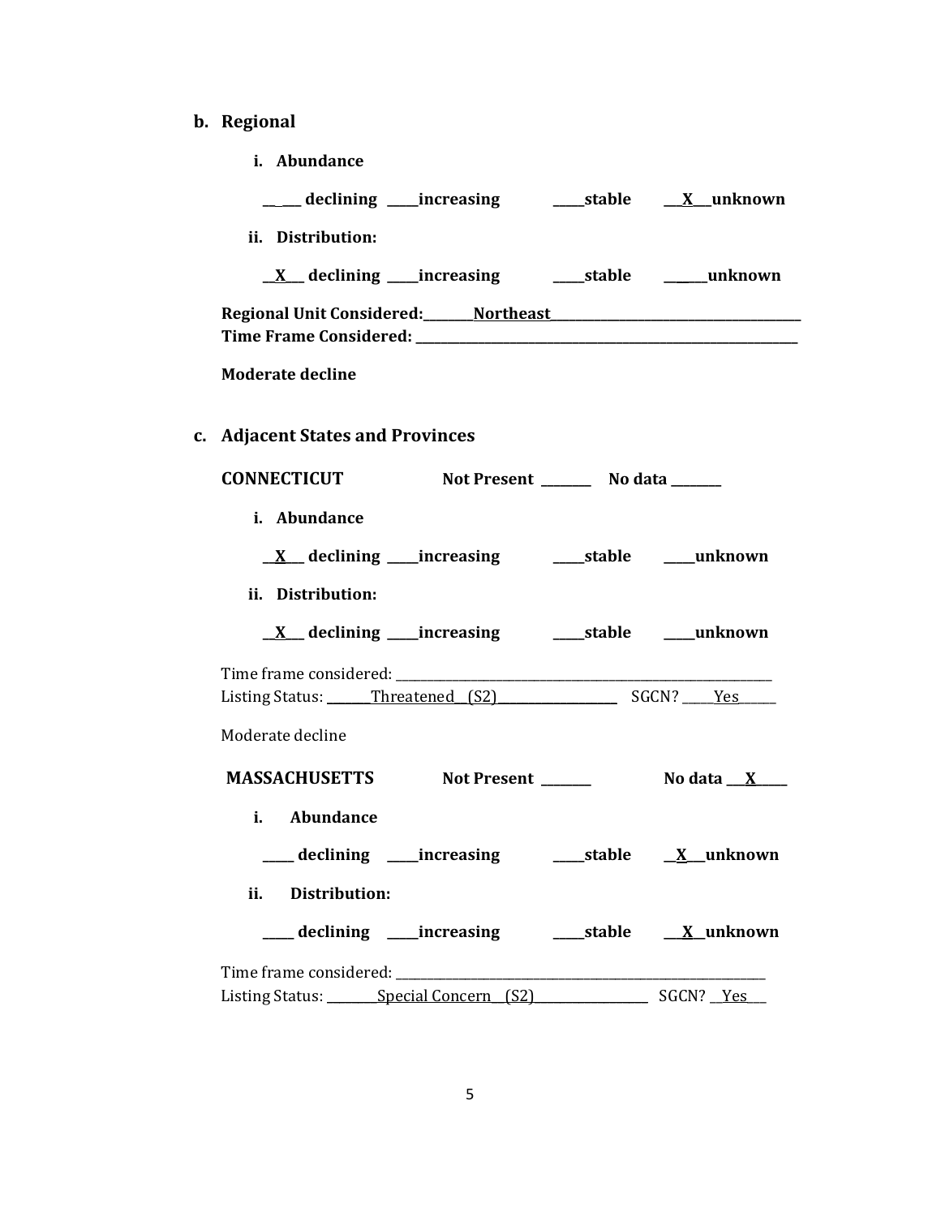**b. Regional**

**i. Abundance**

**\_\_\_\_ declining \_\_\_\_increasing \_\_\_\_stable \_\_X\_\_unknown**

**ii. Distribution:**

**\_\_X\_\_ declining \_\_\_\_increasing \_\_\_\_stable \_\_\_\_\_unknown**

**Regional Unit Considered:\_\_\_\_\_\_\_Northeast\_\_\_\_\_\_\_\_\_\_\_\_\_\_\_\_\_\_\_\_\_\_\_\_\_\_\_\_\_\_\_\_\_**
**Time Frame Considered: \_\_\_\_\_\_\_\_\_\_\_\_\_\_\_\_\_\_\_\_\_\_\_\_\_\_\_\_\_\_\_\_\_\_\_\_\_\_\_\_\_\_\_\_\_\_\_\_\_\_**

**Moderate decline**

**c. Adjacent States and Provinces**

**CONNECTICUT Not Present \_\_\_\_\_\_\_ No data \_\_\_\_\_\_\_**

**i. Abundance**

**\_\_X\_\_ declining \_\_\_\_increasing \_\_\_\_stable \_\_\_\_unknown**

**ii. Distribution:**

**\_\_X\_\_ declining \_\_\_\_increasing \_\_\_\_stable \_\_\_\_unknown**

Time frame considered: \_\_\_\_\_\_\_\_\_\_\_\_\_\_\_\_\_\_\_\_\_\_\_\_\_\_\_\_\_\_\_\_\_\_\_\_\_\_\_\_\_\_\_\_\_\_\_\_\_\_\_
Listing Status: \_\_\_\_\_\_Threatened (S2)\_\_\_\_\_\_\_\_\_\_\_\_\_\_\_\_ SGCN? \_\_\_\_Yes\_\_\_\_\_

Moderate decline

**MASSACHUSETTS Not Present \_\_\_\_\_\_\_ No data \_\_X\_\_\_\_**

**i. Abundance**

**\_\_\_\_ declining \_\_\_\_increasing \_\_\_\_stable \_\_X\_\_unknown**

**ii. Distribution:**

**\_\_\_\_ declining \_\_\_\_increasing \_\_\_\_stable \_\_X\_\_unknown**

Time frame considered: \_\_\_\_\_\_\_\_\_\_\_\_\_\_\_\_\_\_\_\_\_\_\_\_\_\_\_\_\_\_\_\_\_\_\_\_\_\_\_\_\_\_\_\_\_\_\_\_\_\_\_
Listing Status: \_\_\_\_\_\_\_Special Concern (S2)\_\_\_\_\_\_\_\_\_\_\_\_\_\_\_\_ SGCN? \_\_Yes\_\_\_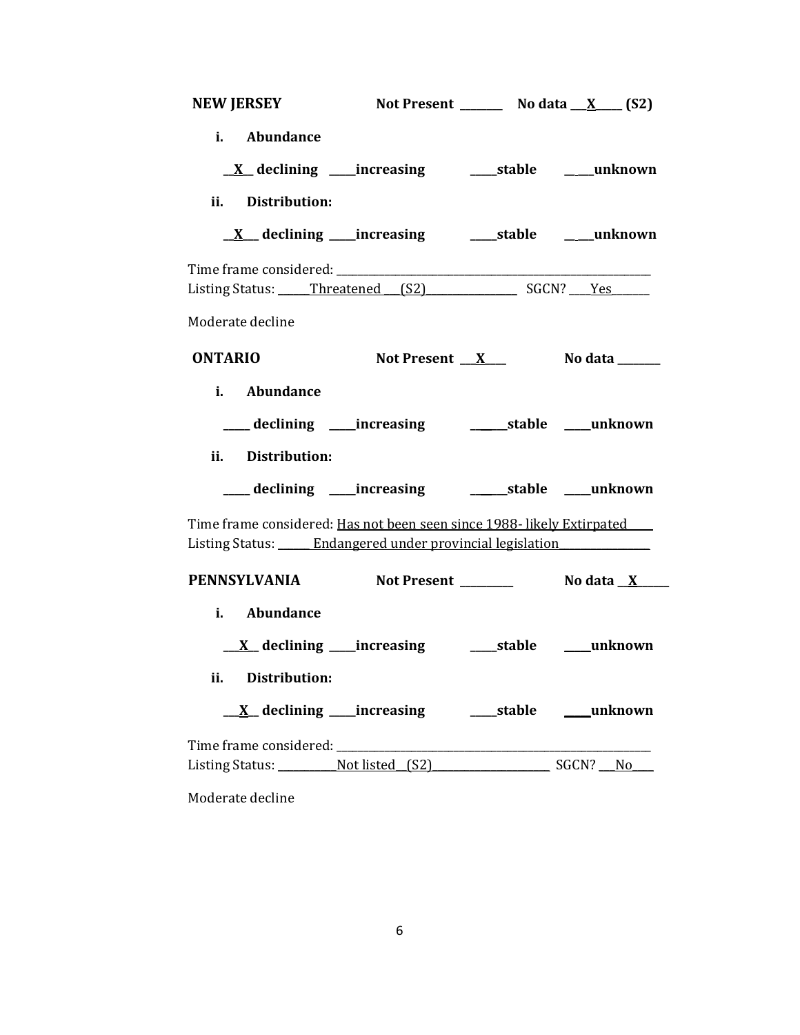**NEW JERSEY** **Not Present \_\_\_\_\_\_\_ No data \_\_\_X\_\_\_\_ (S2)**

**i. Abundance**

**\_\_X\_\_ declining \_\_\_\_\_increasing \_\_\_\_\_stable \_\_\_\_unknown**

**ii. Distribution:**

**\_\_X\_\_ declining \_\_\_\_\_increasing \_\_\_\_\_stable \_\_\_\_unknown**

Time frame considered: \_\_\_\_\_\_\_\_\_\_\_\_\_\_\_\_\_\_\_\_\_\_\_\_\_\_\_\_\_\_\_\_\_\_\_\_\_\_\_\_\_\_\_\_\_\_\_\_\_\_\_\_
Listing Status: \_\_\_\_\_\_Threatened \_\_\_(S2)\_\_\_\_\_\_\_\_\_\_\_\_\_\_\_\_\_ SGCN? \_\_\_\_Yes\_\_\_\_\_\_\_

Moderate decline

**ONTARIO** **Not Present \_\_\_X\_\_\_ No data \_\_\_\_\_\_\_**

**i. Abundance**

**\_\_\_\_\_ declining \_\_\_\_\_increasing \_\_\_\_\_\_stable \_\_\_\_\_unknown**

**ii. Distribution:**

**\_\_\_\_\_ declining \_\_\_\_\_increasing \_\_\_\_\_\_stable \_\_\_\_\_unknown**

Time frame considered: Has not been seen since 1988- likely Extirpated
Listing Status: \_\_\_\_\_\_ Endangered under provincial legislation\_\_\_\_\_\_\_\_\_\_\_\_\_\_\_\_

**PENNSYLVANIA** **Not Present \_\_\_\_\_\_\_\_\_ No data \_\_X\_\_\_\_\_\_**

**i. Abundance**

**\_\_\_X\_\_ declining \_\_\_\_\_increasing \_\_\_\_\_stable \_\_\_\_\_unknown**

**ii. Distribution:**

**\_\_\_X\_\_ declining \_\_\_\_\_increasing \_\_\_\_\_stable \_\_\_\_\_unknown**

Time frame considered: \_\_\_\_\_\_\_\_\_\_\_\_\_\_\_\_\_\_\_\_\_\_\_\_\_\_\_\_\_\_\_\_\_\_\_\_\_\_\_\_\_\_\_\_\_\_\_\_\_\_\_\_
Listing Status: \_\_\_\_\_\_\_\_\_\_\_Not listed (S2)\_\_\_\_\_\_\_\_\_\_\_\_\_\_\_\_\_\_\_\_\_\_ SGCN? \_\_\_No\_\_\_\_

Moderate decline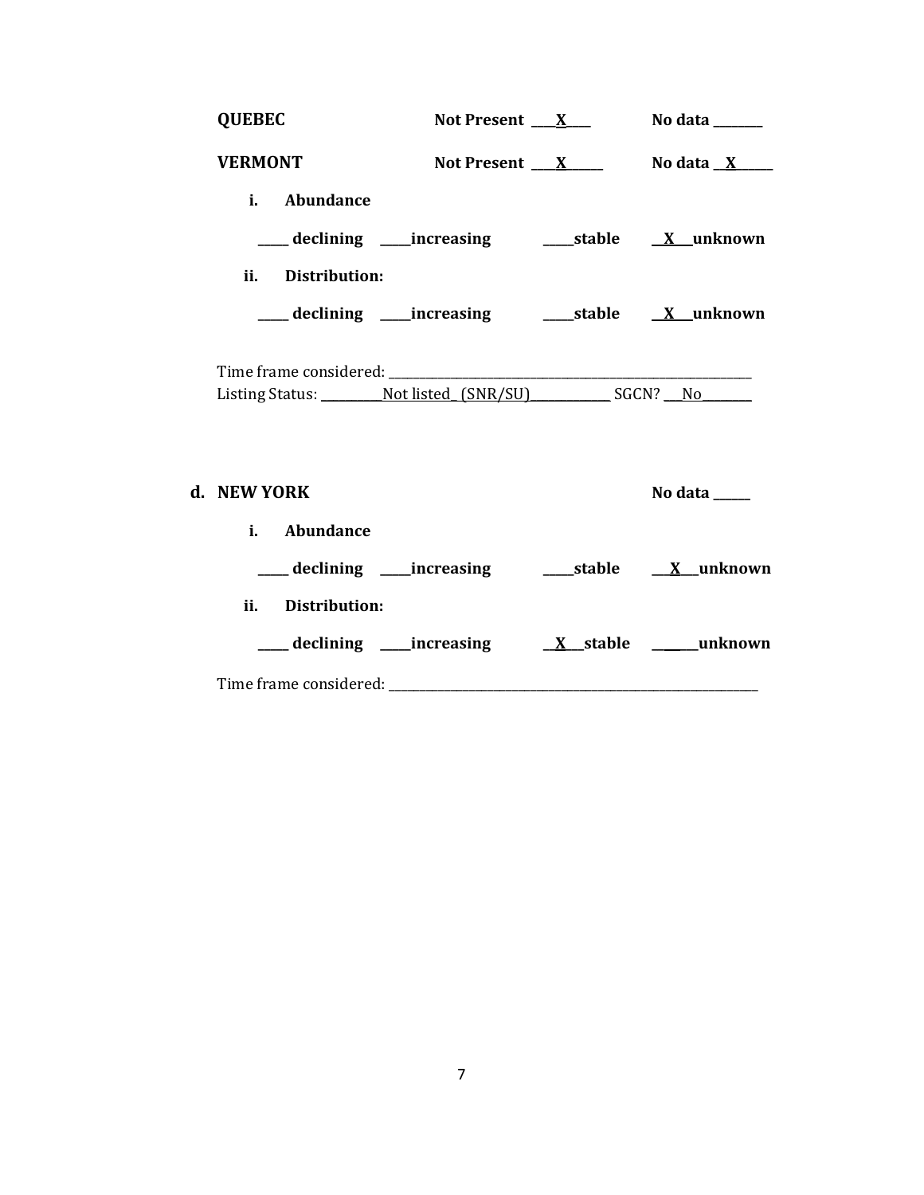**QUEBEC** Not Present \_\_\_\_X\_\_\_\_ No data \_\_\_\_\_\_\_\_

**VERMONT** Not Present \_\_\_\_X\_\_\_\_\_\_ No data \_\_X\_\_\_\_\_\_

**i. Abundance**

\_\_\_\_\_ declining \_\_\_\_\_increasing \_\_\_\_\_stable \_\_X\_\_\_unknown

**ii. Distribution:**

\_\_\_\_\_ declining \_\_\_\_\_increasing \_\_\_\_\_stable \_\_X\_\_\_unknown

Time frame considered: \_\_\_\_\_\_\_\_\_\_\_\_\_\_\_\_\_\_\_\_\_\_\_\_\_\_\_\_\_\_\_\_\_\_\_\_\_\_\_\_\_\_\_\_\_\_\_\_\_\_\_\_\_\_\_\_\_\_\_\_
Listing Status: \_\_\_\_\_\_\_\_\_\_Not listed\_ (SNR/SU)\_\_\_\_\_\_\_\_\_\_\_\_\_ SGCN? \_\_\_No\_\_\_\_\_\_\_\_\_

**d. NEW YORK** No data \_\_\_\_\_\_

**i. Abundance**

\_\_\_\_\_ declining \_\_\_\_\_increasing \_\_\_\_\_stable \_\_\_X\_\_\_unknown

**ii. Distribution:**

\_\_\_\_\_ declining \_\_\_\_\_increasing \_\_X\_\_\_stable \_\_\_\_\_\_\_unknown

Time frame considered: \_\_\_\_\_\_\_\_\_\_\_\_\_\_\_\_\_\_\_\_\_\_\_\_\_\_\_\_\_\_\_\_\_\_\_\_\_\_\_\_\_\_\_\_\_\_\_\_\_\_\_\_\_\_\_\_\_\_\_\_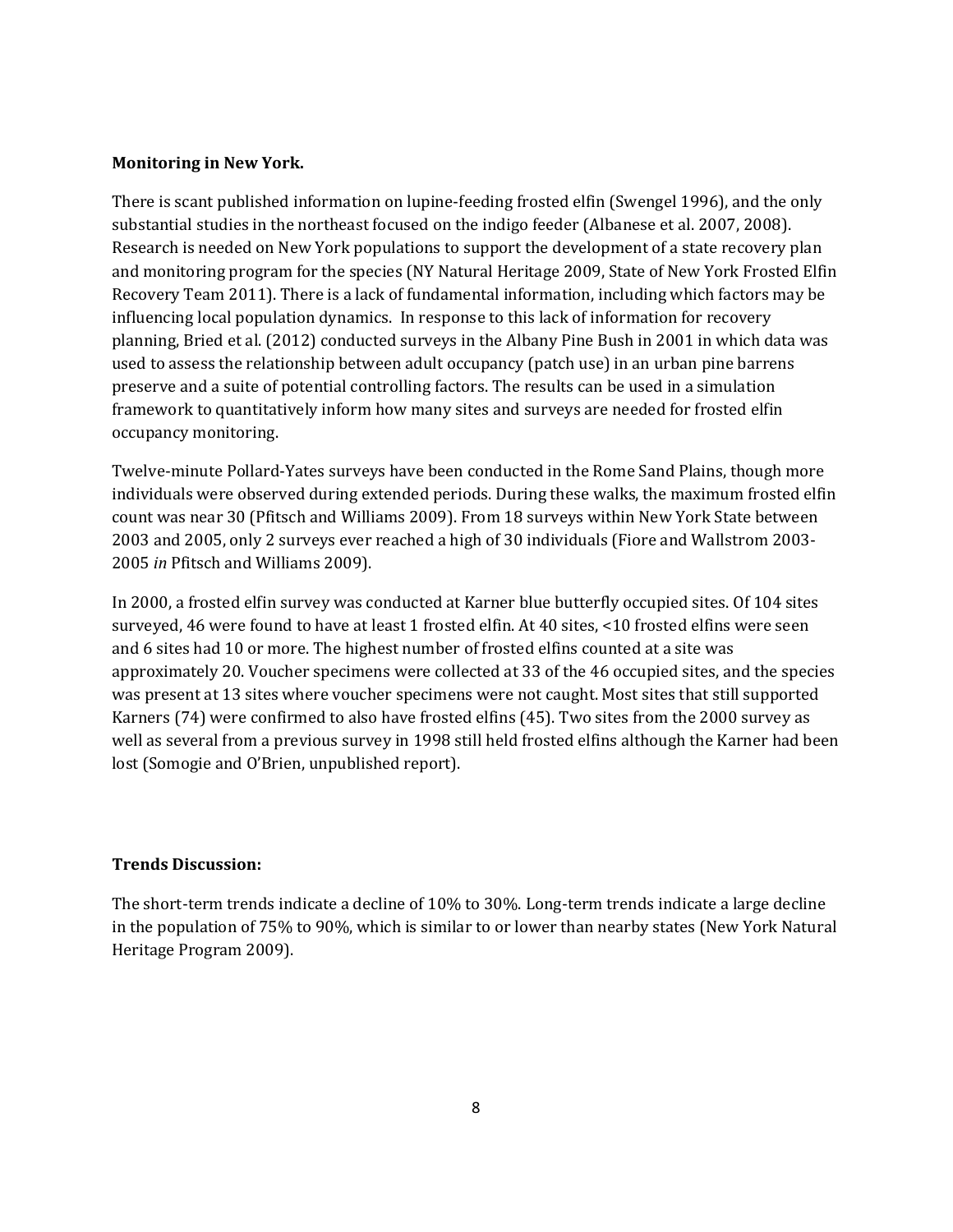**Monitoring in New York.**

There is scant published information on lupine-feeding frosted elfin (Swengel 1996), and the only substantial studies in the northeast focused on the indigo feeder (Albanese et al. 2007, 2008). Research is needed on New York populations to support the development of a state recovery plan and monitoring program for the species (NY Natural Heritage 2009, State of New York Frosted Elfin Recovery Team 2011). There is a lack of fundamental information, including which factors may be influencing local population dynamics. In response to this lack of information for recovery planning, Bried et al. (2012) conducted surveys in the Albany Pine Bush in 2001 in which data was used to assess the relationship between adult occupancy (patch use) in an urban pine barrens preserve and a suite of potential controlling factors. The results can be used in a simulation framework to quantitatively inform how many sites and surveys are needed for frosted elfin occupancy monitoring.

Twelve-minute Pollard-Yates surveys have been conducted in the Rome Sand Plains, though more individuals were observed during extended periods. During these walks, the maximum frosted elfin count was near 30 (Pfitsch and Williams 2009). From 18 surveys within New York State between 2003 and 2005, only 2 surveys ever reached a high of 30 individuals (Fiore and Wallstrom 2003-2005 *in* Pfitsch and Williams 2009).

In 2000, a frosted elfin survey was conducted at Karner blue butterfly occupied sites. Of 104 sites surveyed, 46 were found to have at least 1 frosted elfin. At 40 sites, <10 frosted elfins were seen and 6 sites had 10 or more. The highest number of frosted elfins counted at a site was approximately 20. Voucher specimens were collected at 33 of the 46 occupied sites, and the species was present at 13 sites where voucher specimens were not caught. Most sites that still supported Karners (74) were confirmed to also have frosted elfins (45). Two sites from the 2000 survey as well as several from a previous survey in 1998 still held frosted elfins although the Karner had been lost (Somogie and O'Brien, unpublished report).

**Trends Discussion:**

The short-term trends indicate a decline of 10% to 30%. Long-term trends indicate a large decline in the population of 75% to 90%, which is similar to or lower than nearby states (New York Natural Heritage Program 2009).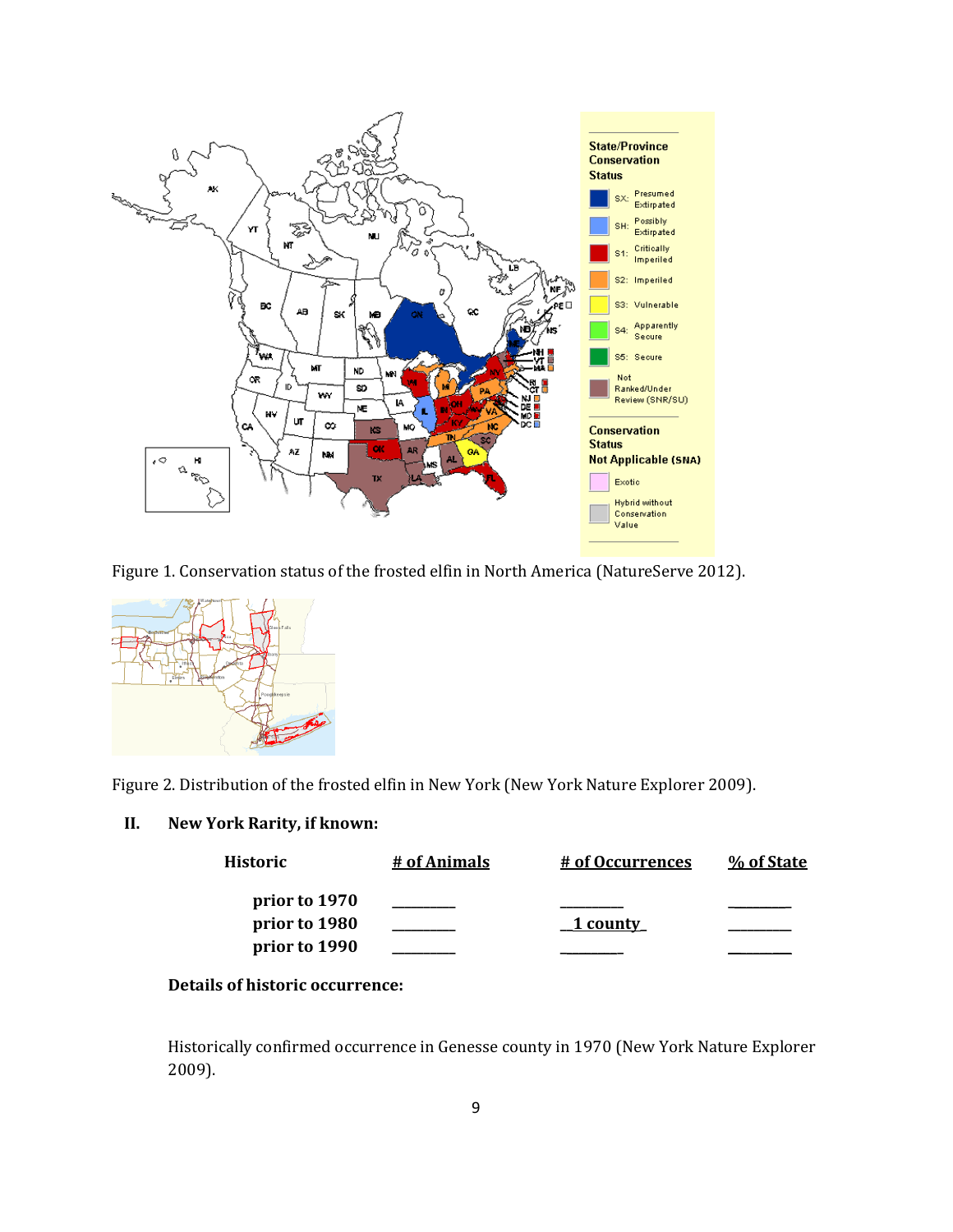Figure 1. Conservation status of the frosted elfin in North America (NatureServe 2012).

Figure 2. Distribution of the frosted elfin in New York (New York Nature Explorer 2009).

**II. New York Rarity, if known:**

| Historic | # of Animals | # of Occurrences | % of State |
|---|---|---|---|
| prior to 1970 | ________ | ________ | ________ |
| prior to 1980 | ________ | 1 county | ________ |
| prior to 1990 | ________ | ________ | ________ |

**Details of historic occurrence:**

Historically confirmed occurrence in Genesse county in 1970 (New York Nature Explorer 2009).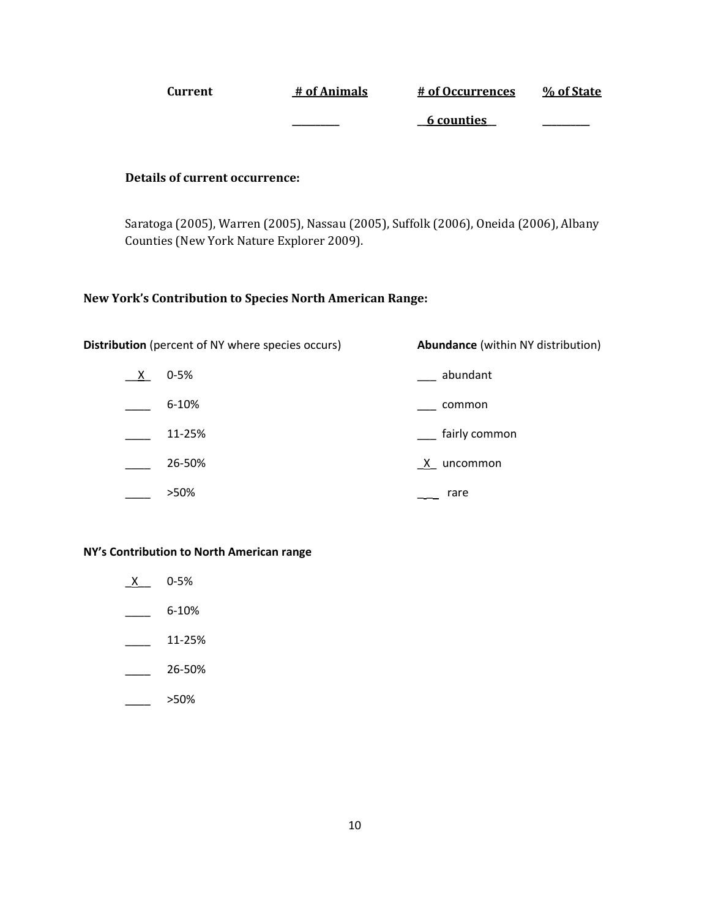| Current | # of Animals | # of Occurrences | % of State |
|---|---|---|---|
| | ________ | 6 counties | ________ |

**Details of current occurrence:**

Saratoga (2005), Warren (2005), Nassau (2005), Suffolk (2006), Oneida (2006), Albany Counties (New York Nature Explorer 2009).

### New York's Contribution to Species North American Range:

| **Distribution** (percent of NY where species occurs) | | **Abundance** (within NY distribution) | |
|---|---|---|---|
| X | 0-5% | ___ | abundant |
| ____ | 6-10% | ___ | common |
| ____ | 11-25% | ___ | fairly common |
| ____ | 26-50% | X | uncommon |
| ____ | >50% | ___ | rare |

**NY's Contribution to North American range**

- X 0-5%
- ____ 6-10%
- ____ 11-25%
- ____ 26-50%
- ____ >50%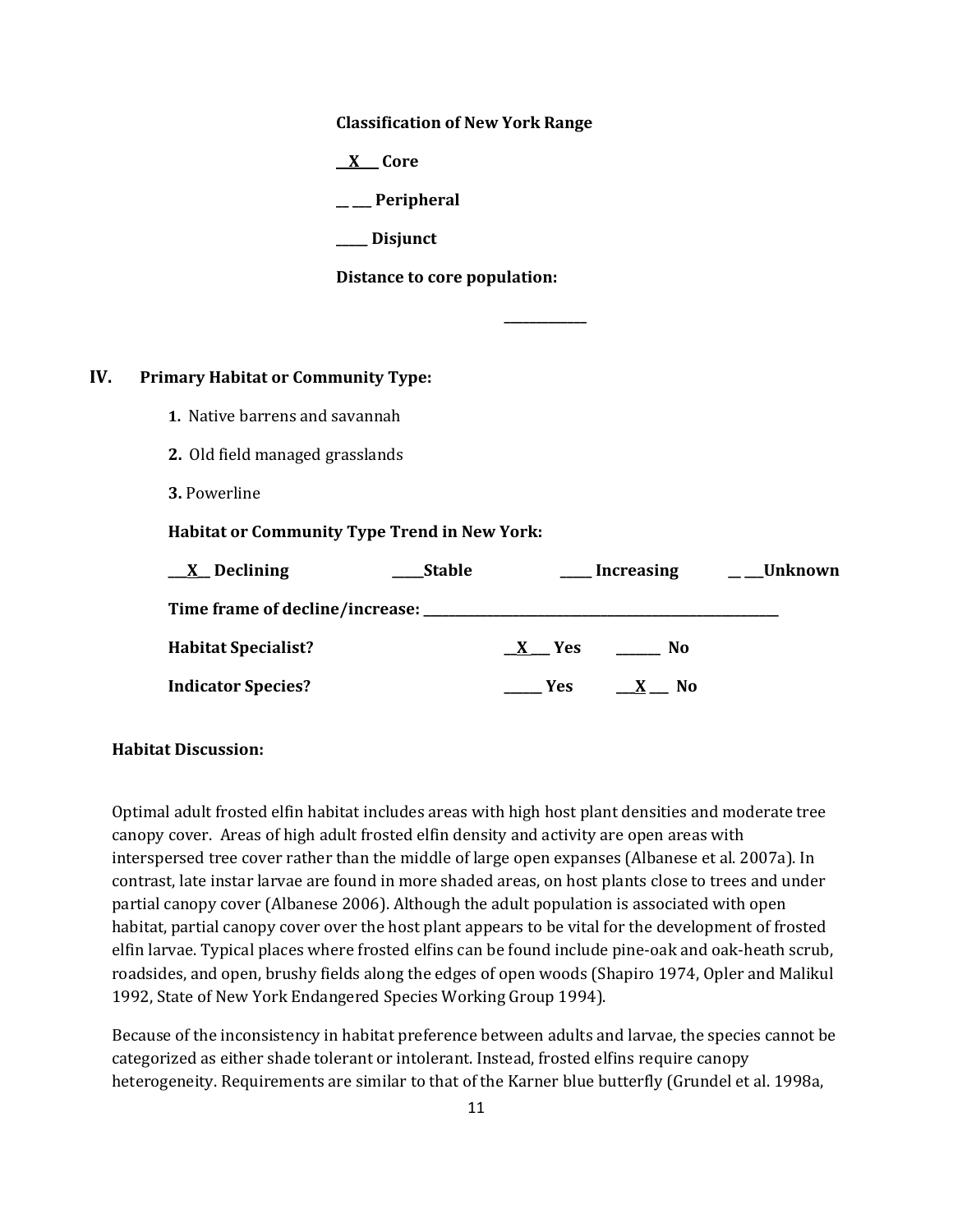**Classification of New York Range**

__X__ Core

_____ Peripheral

_____ Disjunct

**Distance to core population:**

_____________

## IV. Primary Habitat or Community Type:

1. Native barrens and savannah
2. Old field managed grasslands
3. Powerline

**Habitat or Community Type Trend in New York:**

__X__ Declining _____Stable _____ Increasing _____Unknown

**Time frame of decline/increase:** ____________________________________________

**Habitat Specialist?** __X__ Yes _______ No

**Indicator Species?** ______ Yes __X__ No

**Habitat Discussion:**

Optimal adult frosted elfin habitat includes areas with high host plant densities and moderate tree canopy cover. Areas of high adult frosted elfin density and activity are open areas with interspersed tree cover rather than the middle of large open expanses (Albanese et al. 2007a). In contrast, late instar larvae are found in more shaded areas, on host plants close to trees and under partial canopy cover (Albanese 2006). Although the adult population is associated with open habitat, partial canopy cover over the host plant appears to be vital for the development of frosted elfin larvae. Typical places where frosted elfins can be found include pine-oak and oak-heath scrub, roadsides, and open, brushy fields along the edges of open woods (Shapiro 1974, Opler and Malikul 1992, State of New York Endangered Species Working Group 1994).

Because of the inconsistency in habitat preference between adults and larvae, the species cannot be categorized as either shade tolerant or intolerant. Instead, frosted elfins require canopy heterogeneity. Requirements are similar to that of the Karner blue butterfly (Grundel et al. 1998a,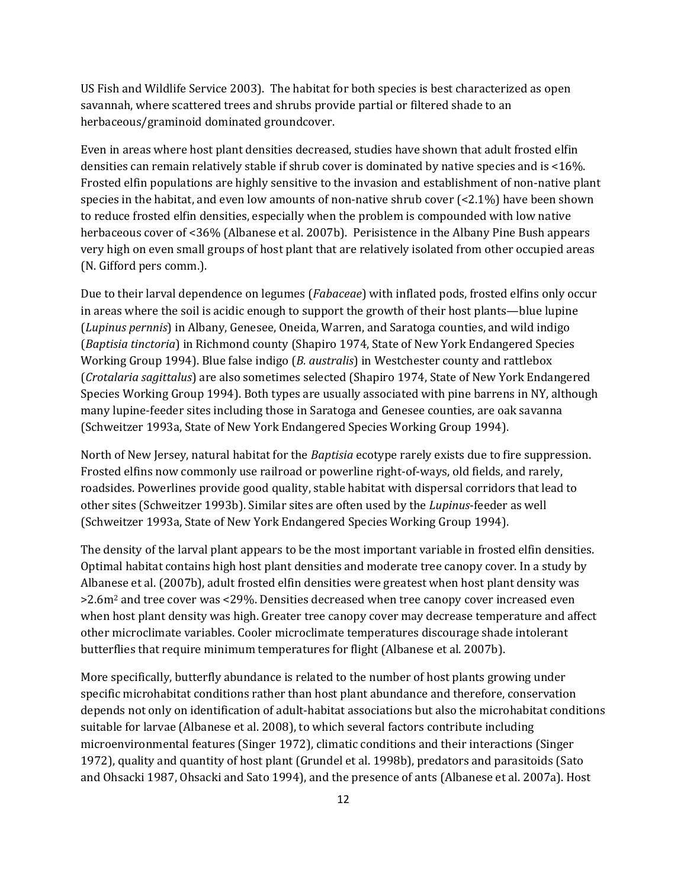US Fish and Wildlife Service 2003). The habitat for both species is best characterized as open savannah, where scattered trees and shrubs provide partial or filtered shade to an herbaceous/graminoid dominated groundcover.

Even in areas where host plant densities decreased, studies have shown that adult frosted elfin densities can remain relatively stable if shrub cover is dominated by native species and is <16%. Frosted elfin populations are highly sensitive to the invasion and establishment of non-native plant species in the habitat, and even low amounts of non-native shrub cover (<2.1%) have been shown to reduce frosted elfin densities, especially when the problem is compounded with low native herbaceous cover of <36% (Albanese et al. 2007b). Perisistence in the Albany Pine Bush appears very high on even small groups of host plant that are relatively isolated from other occupied areas (N. Gifford pers comm.).

Due to their larval dependence on legumes (*Fabaceae*) with inflated pods, frosted elfins only occur in areas where the soil is acidic enough to support the growth of their host plants—blue lupine (*Lupinus pernnis*) in Albany, Genesee, Oneida, Warren, and Saratoga counties, and wild indigo (*Baptisia tinctoria*) in Richmond county (Shapiro 1974, State of New York Endangered Species Working Group 1994). Blue false indigo (*B. australis*) in Westchester county and rattlebox (*Crotalaria sagittalus*) are also sometimes selected (Shapiro 1974, State of New York Endangered Species Working Group 1994). Both types are usually associated with pine barrens in NY, although many lupine-feeder sites including those in Saratoga and Genesee counties, are oak savanna (Schweitzer 1993a, State of New York Endangered Species Working Group 1994).

North of New Jersey, natural habitat for the *Baptisia* ecotype rarely exists due to fire suppression. Frosted elfins now commonly use railroad or powerline right-of-ways, old fields, and rarely, roadsides. Powerlines provide good quality, stable habitat with dispersal corridors that lead to other sites (Schweitzer 1993b). Similar sites are often used by the *Lupinus*-feeder as well (Schweitzer 1993a, State of New York Endangered Species Working Group 1994).

The density of the larval plant appears to be the most important variable in frosted elfin densities. Optimal habitat contains high host plant densities and moderate tree canopy cover. In a study by Albanese et al. (2007b), adult frosted elfin densities were greatest when host plant density was >2.6m$^2$ and tree cover was <29%. Densities decreased when tree canopy cover increased even when host plant density was high. Greater tree canopy cover may decrease temperature and affect other microclimate variables. Cooler microclimate temperatures discourage shade intolerant butterflies that require minimum temperatures for flight (Albanese et al. 2007b).

More specifically, butterfly abundance is related to the number of host plants growing under specific microhabitat conditions rather than host plant abundance and therefore, conservation depends not only on identification of adult-habitat associations but also the microhabitat conditions suitable for larvae (Albanese et al. 2008), to which several factors contribute including microenvironmental features (Singer 1972), climatic conditions and their interactions (Singer 1972), quality and quantity of host plant (Grundel et al. 1998b), predators and parasitoids (Sato and Ohsacki 1987, Ohsacki and Sato 1994), and the presence of ants (Albanese et al. 2007a). Host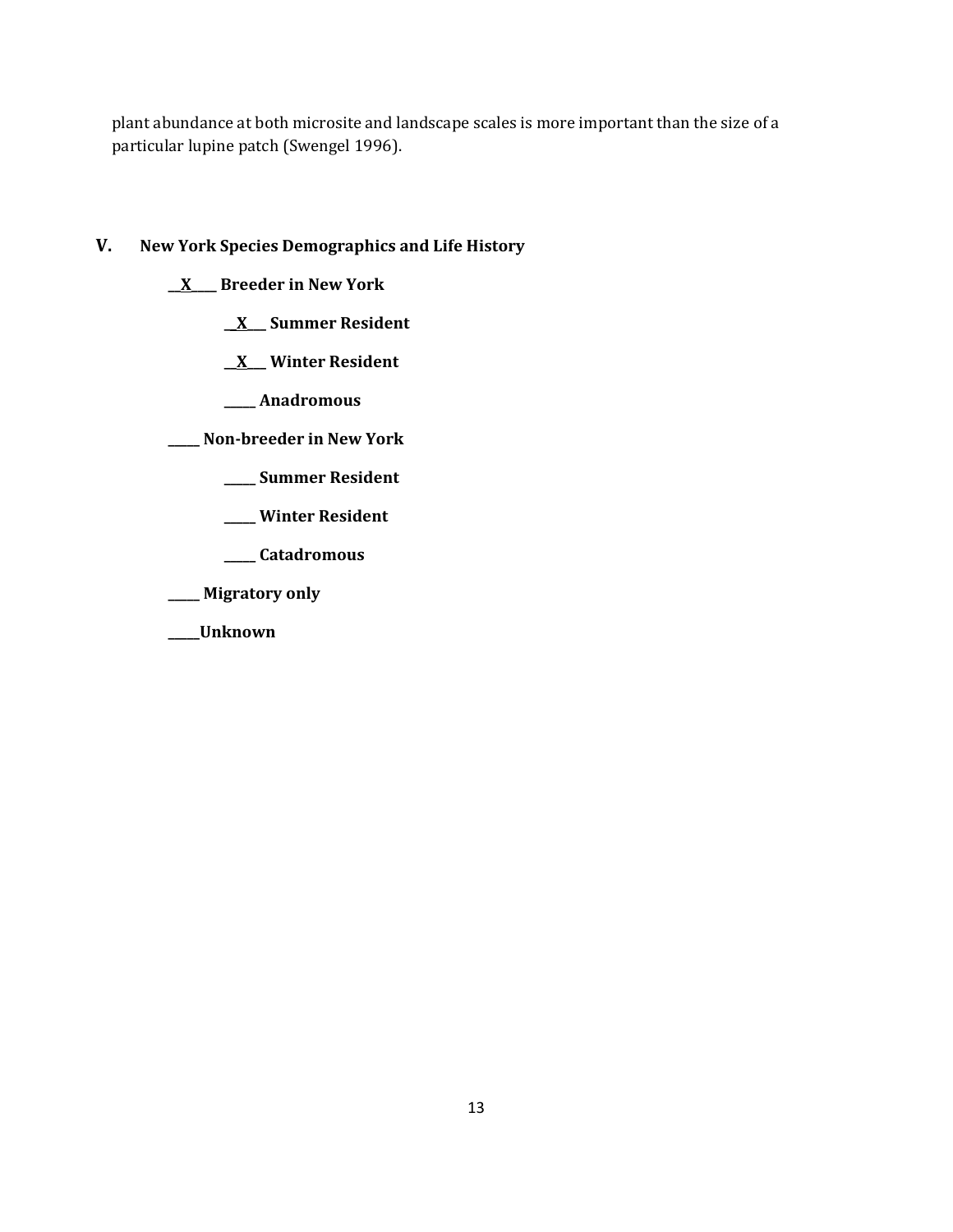plant abundance at both microsite and landscape scales is more important than the size of a particular lupine patch (Swengel 1996).

## V. New York Species Demographics and Life History

**__X____ Breeder in New York**

**__X___ Summer Resident**

**__X___ Winter Resident**

**_____ Anadromous**

**_____ Non-breeder in New York**

**_____ Summer Resident**

**_____ Winter Resident**

**_____ Catadromous**

**_____ Migratory only**

**_____Unknown**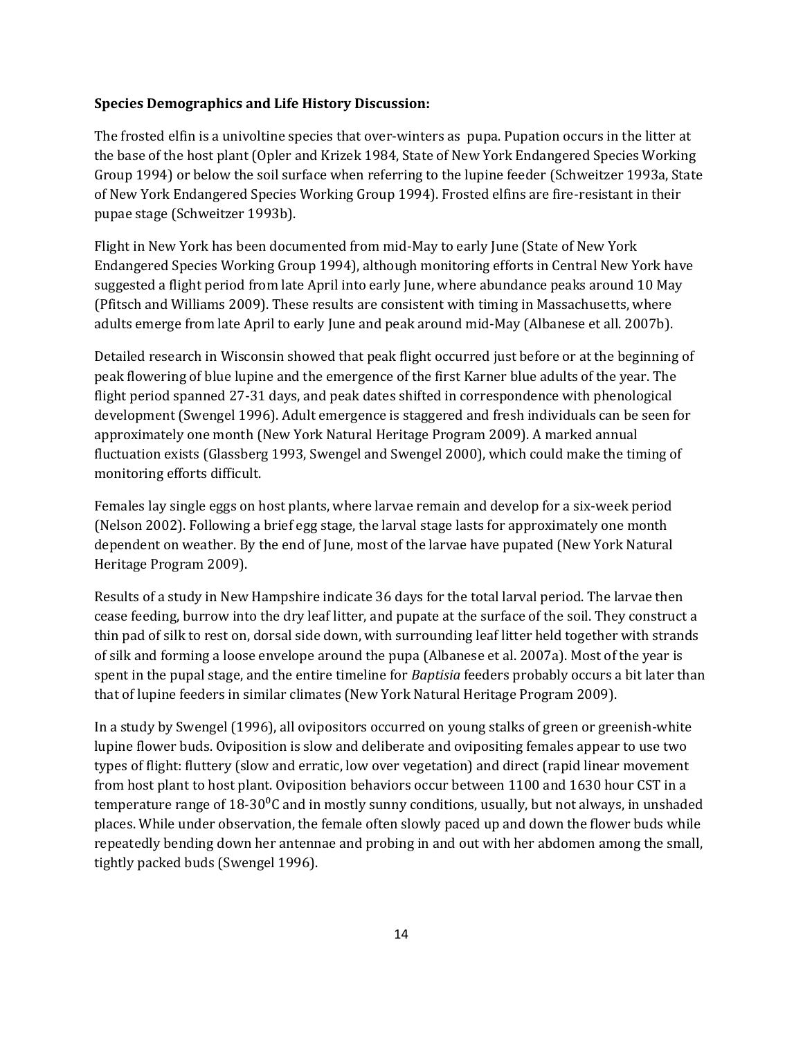**Species Demographics and Life History Discussion:**

The frosted elfin is a univoltine species that over-winters as pupa. Pupation occurs in the litter at the base of the host plant (Opler and Krizek 1984, State of New York Endangered Species Working Group 1994) or below the soil surface when referring to the lupine feeder (Schweitzer 1993a, State of New York Endangered Species Working Group 1994). Frosted elfins are fire-resistant in their pupae stage (Schweitzer 1993b).

Flight in New York has been documented from mid-May to early June (State of New York Endangered Species Working Group 1994), although monitoring efforts in Central New York have suggested a flight period from late April into early June, where abundance peaks around 10 May (Pfitsch and Williams 2009). These results are consistent with timing in Massachusetts, where adults emerge from late April to early June and peak around mid-May (Albanese et all. 2007b).

Detailed research in Wisconsin showed that peak flight occurred just before or at the beginning of peak flowering of blue lupine and the emergence of the first Karner blue adults of the year. The flight period spanned 27-31 days, and peak dates shifted in correspondence with phenological development (Swengel 1996). Adult emergence is staggered and fresh individuals can be seen for approximately one month (New York Natural Heritage Program 2009). A marked annual fluctuation exists (Glassberg 1993, Swengel and Swengel 2000), which could make the timing of monitoring efforts difficult.

Females lay single eggs on host plants, where larvae remain and develop for a six-week period (Nelson 2002). Following a brief egg stage, the larval stage lasts for approximately one month dependent on weather. By the end of June, most of the larvae have pupated (New York Natural Heritage Program 2009).

Results of a study in New Hampshire indicate 36 days for the total larval period. The larvae then cease feeding, burrow into the dry leaf litter, and pupate at the surface of the soil. They construct a thin pad of silk to rest on, dorsal side down, with surrounding leaf litter held together with strands of silk and forming a loose envelope around the pupa (Albanese et al. 2007a). Most of the year is spent in the pupal stage, and the entire timeline for *Baptisia* feeders probably occurs a bit later than that of lupine feeders in similar climates (New York Natural Heritage Program 2009).

In a study by Swengel (1996), all ovipositors occurred on young stalks of green or greenish-white lupine flower buds. Oviposition is slow and deliberate and ovipositing females appear to use two types of flight: fluttery (slow and erratic, low over vegetation) and direct (rapid linear movement from host plant to host plant. Oviposition behaviors occur between 1100 and 1630 hour CST in a temperature range of 18-30$^{0}$C and in mostly sunny conditions, usually, but not always, in unshaded places. While under observation, the female often slowly paced up and down the flower buds while repeatedly bending down her antennae and probing in and out with her abdomen among the small, tightly packed buds (Swengel 1996).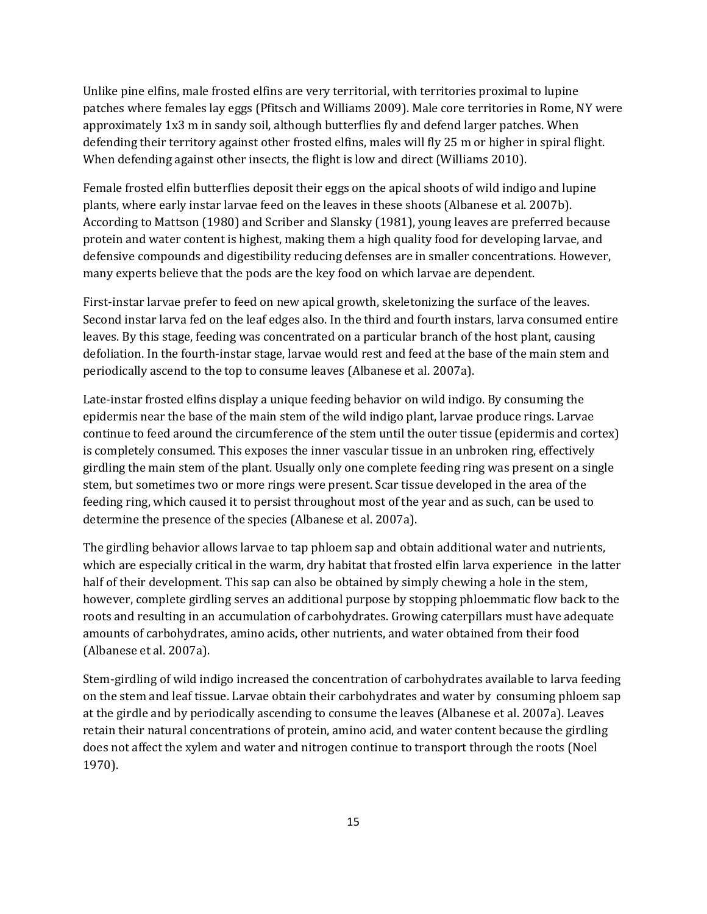Unlike pine elfins, male frosted elfins are very territorial, with territories proximal to lupine patches where females lay eggs (Pfitsch and Williams 2009). Male core territories in Rome, NY were approximately 1x3 m in sandy soil, although butterflies fly and defend larger patches. When defending their territory against other frosted elfins, males will fly 25 m or higher in spiral flight. When defending against other insects, the flight is low and direct (Williams 2010).

Female frosted elfin butterflies deposit their eggs on the apical shoots of wild indigo and lupine plants, where early instar larvae feed on the leaves in these shoots (Albanese et al. 2007b). According to Mattson (1980) and Scriber and Slansky (1981), young leaves are preferred because protein and water content is highest, making them a high quality food for developing larvae, and defensive compounds and digestibility reducing defenses are in smaller concentrations. However, many experts believe that the pods are the key food on which larvae are dependent.

First-instar larvae prefer to feed on new apical growth, skeletonizing the surface of the leaves. Second instar larva fed on the leaf edges also. In the third and fourth instars, larva consumed entire leaves. By this stage, feeding was concentrated on a particular branch of the host plant, causing defoliation. In the fourth-instar stage, larvae would rest and feed at the base of the main stem and periodically ascend to the top to consume leaves (Albanese et al. 2007a).

Late-instar frosted elfins display a unique feeding behavior on wild indigo. By consuming the epidermis near the base of the main stem of the wild indigo plant, larvae produce rings. Larvae continue to feed around the circumference of the stem until the outer tissue (epidermis and cortex) is completely consumed. This exposes the inner vascular tissue in an unbroken ring, effectively girdling the main stem of the plant. Usually only one complete feeding ring was present on a single stem, but sometimes two or more rings were present. Scar tissue developed in the area of the feeding ring, which caused it to persist throughout most of the year and as such, can be used to determine the presence of the species (Albanese et al. 2007a).

The girdling behavior allows larvae to tap phloem sap and obtain additional water and nutrients, which are especially critical in the warm, dry habitat that frosted elfin larva experience in the latter half of their development. This sap can also be obtained by simply chewing a hole in the stem, however, complete girdling serves an additional purpose by stopping phloemmatic flow back to the roots and resulting in an accumulation of carbohydrates. Growing caterpillars must have adequate amounts of carbohydrates, amino acids, other nutrients, and water obtained from their food (Albanese et al. 2007a).

Stem-girdling of wild indigo increased the concentration of carbohydrates available to larva feeding on the stem and leaf tissue. Larvae obtain their carbohydrates and water by consuming phloem sap at the girdle and by periodically ascending to consume the leaves (Albanese et al. 2007a). Leaves retain their natural concentrations of protein, amino acid, and water content because the girdling does not affect the xylem and water and nitrogen continue to transport through the roots (Noel 1970).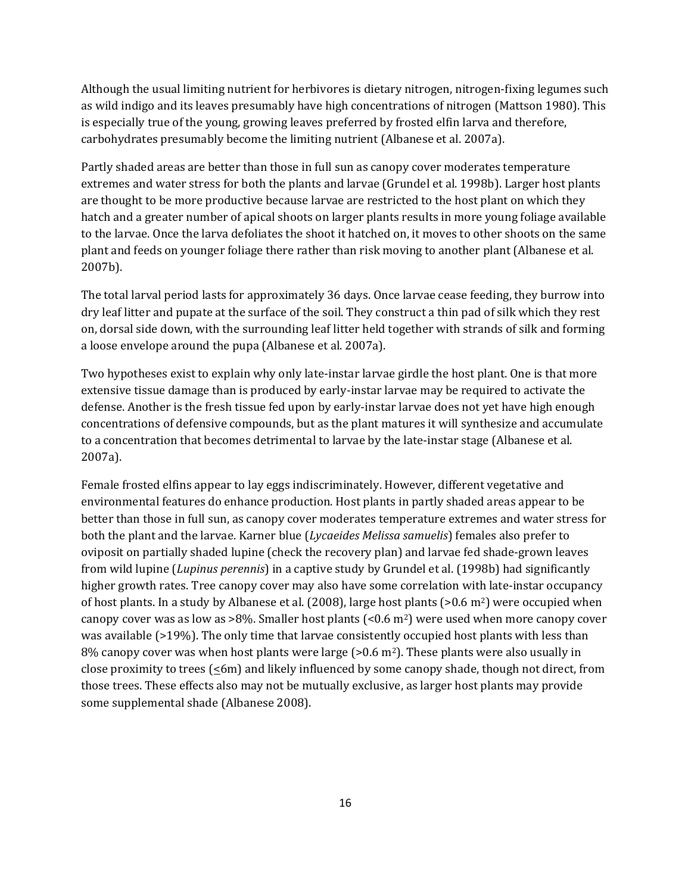Although the usual limiting nutrient for herbivores is dietary nitrogen, nitrogen-fixing legumes such as wild indigo and its leaves presumably have high concentrations of nitrogen (Mattson 1980). This is especially true of the young, growing leaves preferred by frosted elfin larva and therefore, carbohydrates presumably become the limiting nutrient (Albanese et al. 2007a).

Partly shaded areas are better than those in full sun as canopy cover moderates temperature extremes and water stress for both the plants and larvae (Grundel et al. 1998b). Larger host plants are thought to be more productive because larvae are restricted to the host plant on which they hatch and a greater number of apical shoots on larger plants results in more young foliage available to the larvae. Once the larva defoliates the shoot it hatched on, it moves to other shoots on the same plant and feeds on younger foliage there rather than risk moving to another plant (Albanese et al. 2007b).

The total larval period lasts for approximately 36 days. Once larvae cease feeding, they burrow into dry leaf litter and pupate at the surface of the soil. They construct a thin pad of silk which they rest on, dorsal side down, with the surrounding leaf litter held together with strands of silk and forming a loose envelope around the pupa (Albanese et al. 2007a).

Two hypotheses exist to explain why only late-instar larvae girdle the host plant. One is that more extensive tissue damage than is produced by early-instar larvae may be required to activate the defense. Another is the fresh tissue fed upon by early-instar larvae does not yet have high enough concentrations of defensive compounds, but as the plant matures it will synthesize and accumulate to a concentration that becomes detrimental to larvae by the late-instar stage (Albanese et al. 2007a).

Female frosted elfins appear to lay eggs indiscriminately. However, different vegetative and environmental features do enhance production. Host plants in partly shaded areas appear to be better than those in full sun, as canopy cover moderates temperature extremes and water stress for both the plant and the larvae. Karner blue (*Lycaeides Melissa samuelis*) females also prefer to oviposit on partially shaded lupine (check the recovery plan) and larvae fed shade-grown leaves from wild lupine (*Lupinus perennis*) in a captive study by Grundel et al. (1998b) had significantly higher growth rates. Tree canopy cover may also have some correlation with late-instar occupancy of host plants. In a study by Albanese et al. (2008), large host plants (>0.6 $m^2$) were occupied when canopy cover was as low as >8%. Smaller host plants (<0.6 $m^2$) were used when more canopy cover was available (>19%). The only time that larvae consistently occupied host plants with less than 8% canopy cover was when host plants were large (>0.6 $m^2$). These plants were also usually in close proximity to trees (≤6m) and likely influenced by some canopy shade, though not direct, from those trees. These effects also may not be mutually exclusive, as larger host plants may provide some supplemental shade (Albanese 2008).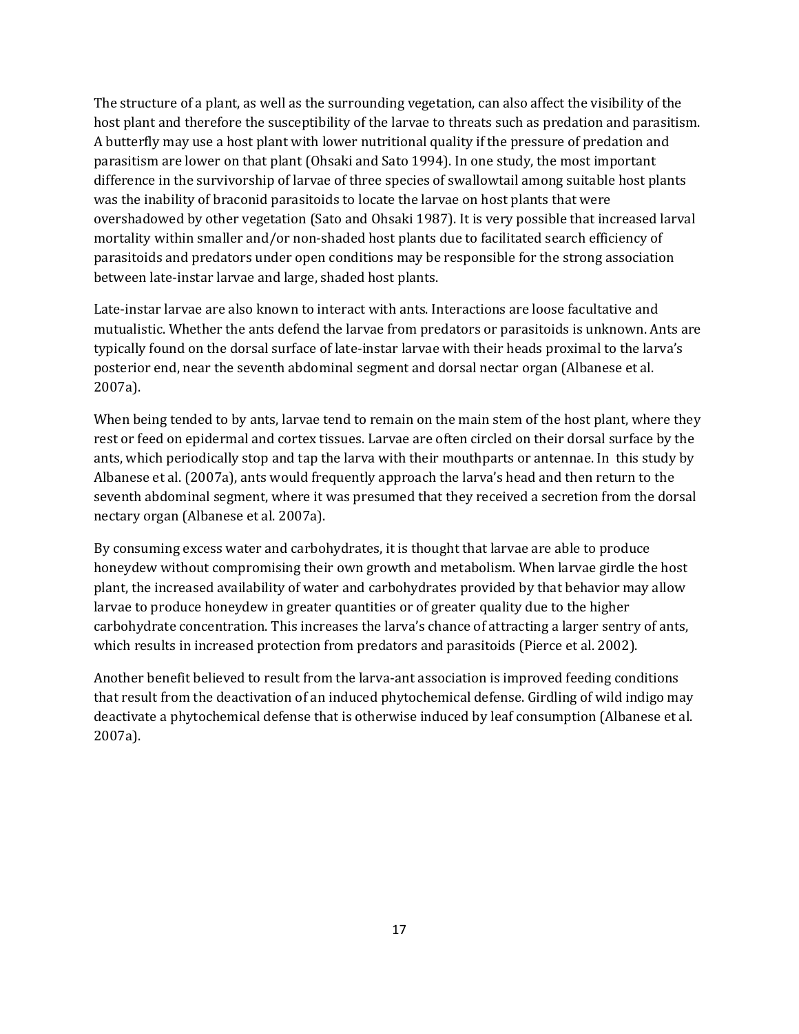The structure of a plant, as well as the surrounding vegetation, can also affect the visibility of the host plant and therefore the susceptibility of the larvae to threats such as predation and parasitism. A butterfly may use a host plant with lower nutritional quality if the pressure of predation and parasitism are lower on that plant (Ohsaki and Sato 1994). In one study, the most important difference in the survivorship of larvae of three species of swallowtail among suitable host plants was the inability of braconid parasitoids to locate the larvae on host plants that were overshadowed by other vegetation (Sato and Ohsaki 1987). It is very possible that increased larval mortality within smaller and/or non-shaded host plants due to facilitated search efficiency of parasitoids and predators under open conditions may be responsible for the strong association between late-instar larvae and large, shaded host plants.

Late-instar larvae are also known to interact with ants. Interactions are loose facultative and mutualistic. Whether the ants defend the larvae from predators or parasitoids is unknown. Ants are typically found on the dorsal surface of late-instar larvae with their heads proximal to the larva's posterior end, near the seventh abdominal segment and dorsal nectar organ (Albanese et al. 2007a).

When being tended to by ants, larvae tend to remain on the main stem of the host plant, where they rest or feed on epidermal and cortex tissues. Larvae are often circled on their dorsal surface by the ants, which periodically stop and tap the larva with their mouthparts or antennae. In this study by Albanese et al. (2007a), ants would frequently approach the larva's head and then return to the seventh abdominal segment, where it was presumed that they received a secretion from the dorsal nectary organ (Albanese et al. 2007a).

By consuming excess water and carbohydrates, it is thought that larvae are able to produce honeydew without compromising their own growth and metabolism. When larvae girdle the host plant, the increased availability of water and carbohydrates provided by that behavior may allow larvae to produce honeydew in greater quantities or of greater quality due to the higher carbohydrate concentration. This increases the larva's chance of attracting a larger sentry of ants, which results in increased protection from predators and parasitoids (Pierce et al. 2002).

Another benefit believed to result from the larva-ant association is improved feeding conditions that result from the deactivation of an induced phytochemical defense. Girdling of wild indigo may deactivate a phytochemical defense that is otherwise induced by leaf consumption (Albanese et al. 2007a).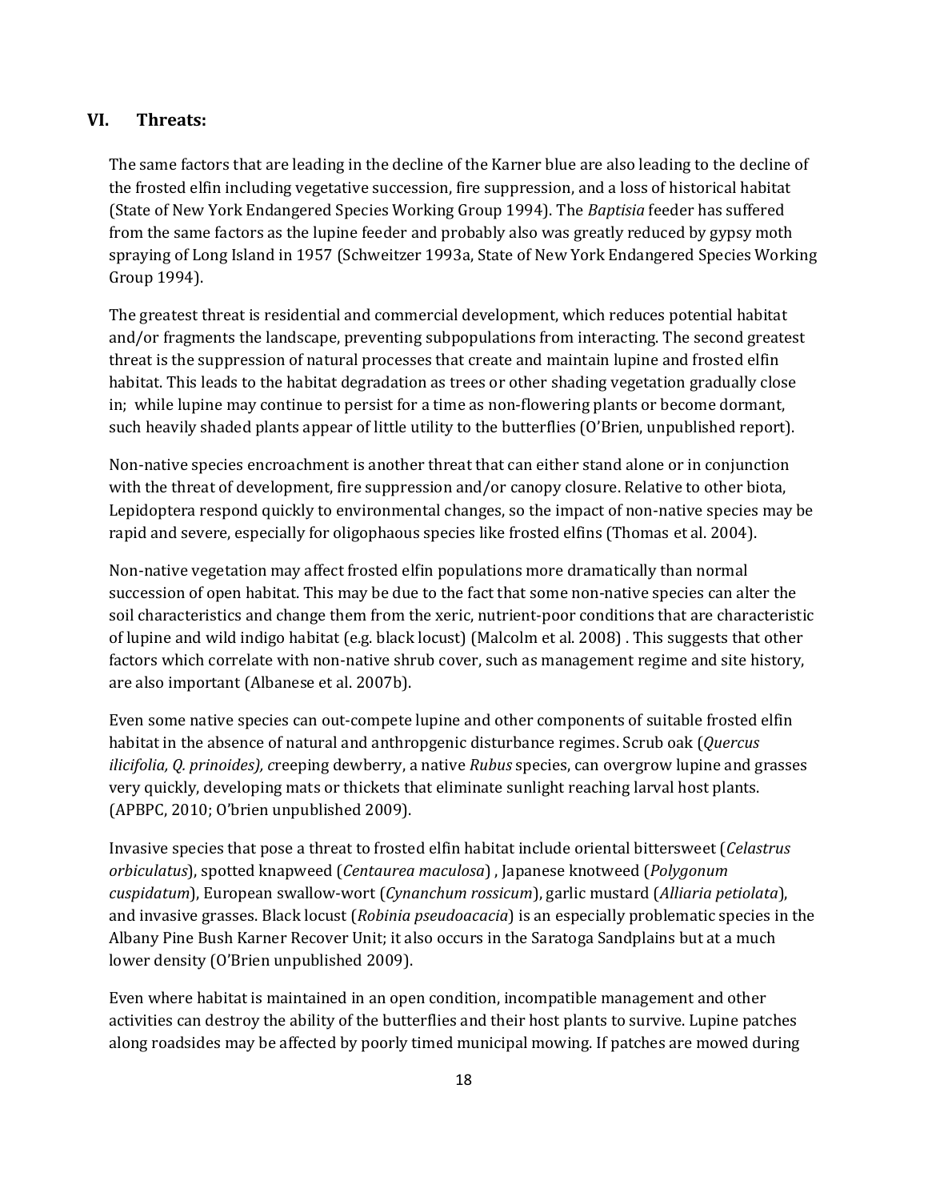## VI. Threats:

The same factors that are leading in the decline of the Karner blue are also leading to the decline of the frosted elfin including vegetative succession, fire suppression, and a loss of historical habitat (State of New York Endangered Species Working Group 1994). The *Baptisia* feeder has suffered from the same factors as the lupine feeder and probably also was greatly reduced by gypsy moth spraying of Long Island in 1957 (Schweitzer 1993a, State of New York Endangered Species Working Group 1994).

The greatest threat is residential and commercial development, which reduces potential habitat and/or fragments the landscape, preventing subpopulations from interacting. The second greatest threat is the suppression of natural processes that create and maintain lupine and frosted elfin habitat. This leads to the habitat degradation as trees or other shading vegetation gradually close in; while lupine may continue to persist for a time as non-flowering plants or become dormant, such heavily shaded plants appear of little utility to the butterflies (O'Brien, unpublished report).

Non-native species encroachment is another threat that can either stand alone or in conjunction with the threat of development, fire suppression and/or canopy closure. Relative to other biota, Lepidoptera respond quickly to environmental changes, so the impact of non-native species may be rapid and severe, especially for oligophaous species like frosted elfins (Thomas et al. 2004).

Non-native vegetation may affect frosted elfin populations more dramatically than normal succession of open habitat. This may be due to the fact that some non-native species can alter the soil characteristics and change them from the xeric, nutrient-poor conditions that are characteristic of lupine and wild indigo habitat (e.g. black locust) (Malcolm et al. 2008) . This suggests that other factors which correlate with non-native shrub cover, such as management regime and site history, are also important (Albanese et al. 2007b).

Even some native species can out-compete lupine and other components of suitable frosted elfin habitat in the absence of natural and anthropgenic disturbance regimes. Scrub oak (*Quercus ilicifolia, Q. prinoides), c*reeping dewberry, a native *Rubus* species, can overgrow lupine and grasses very quickly, developing mats or thickets that eliminate sunlight reaching larval host plants. (APBPC, 2010; O'brien unpublished 2009).

Invasive species that pose a threat to frosted elfin habitat include oriental bittersweet (*Celastrus orbiculatus*), spotted knapweed (*Centaurea maculosa*) , Japanese knotweed (*Polygonum cuspidatum*), European swallow-wort (*Cynanchum rossicum*), garlic mustard (*Alliaria petiolata*), and invasive grasses. Black locust (*Robinia pseudoacacia*) is an especially problematic species in the Albany Pine Bush Karner Recover Unit; it also occurs in the Saratoga Sandplains but at a much lower density (O'Brien unpublished 2009).

Even where habitat is maintained in an open condition, incompatible management and other activities can destroy the ability of the butterflies and their host plants to survive. Lupine patches along roadsides may be affected by poorly timed municipal mowing. If patches are mowed during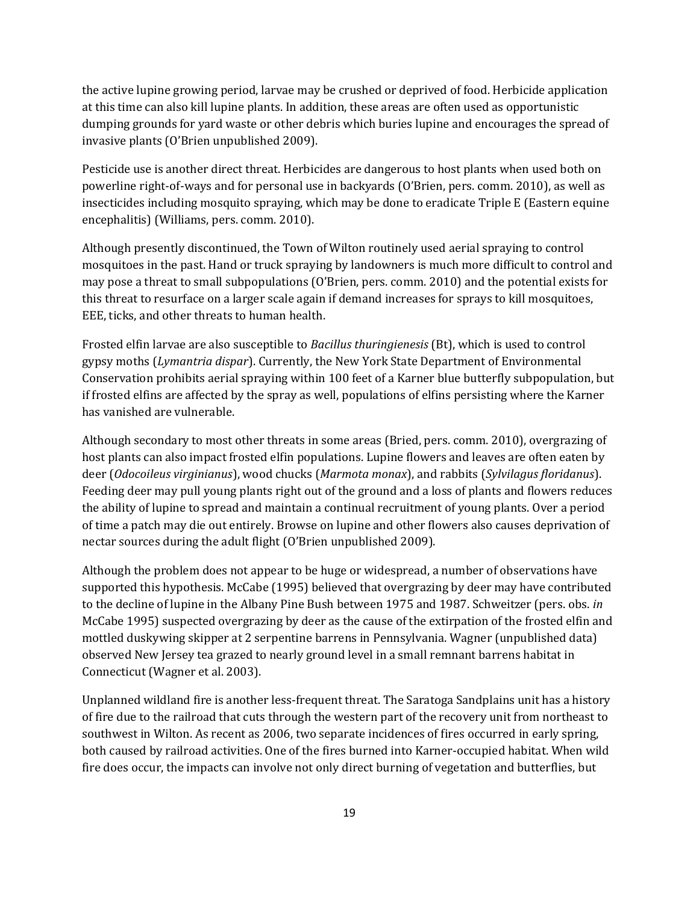the active lupine growing period, larvae may be crushed or deprived of food. Herbicide application at this time can also kill lupine plants. In addition, these areas are often used as opportunistic dumping grounds for yard waste or other debris which buries lupine and encourages the spread of invasive plants (O'Brien unpublished 2009).

Pesticide use is another direct threat. Herbicides are dangerous to host plants when used both on powerline right-of-ways and for personal use in backyards (O'Brien, pers. comm. 2010), as well as insecticides including mosquito spraying, which may be done to eradicate Triple E (Eastern equine encephalitis) (Williams, pers. comm. 2010).

Although presently discontinued, the Town of Wilton routinely used aerial spraying to control mosquitoes in the past. Hand or truck spraying by landowners is much more difficult to control and may pose a threat to small subpopulations (O'Brien, pers. comm. 2010) and the potential exists for this threat to resurface on a larger scale again if demand increases for sprays to kill mosquitoes, EEE, ticks, and other threats to human health.

Frosted elfin larvae are also susceptible to *Bacillus thuringienesis* (Bt), which is used to control gypsy moths (*Lymantria dispar*). Currently, the New York State Department of Environmental Conservation prohibits aerial spraying within 100 feet of a Karner blue butterfly subpopulation, but if frosted elfins are affected by the spray as well, populations of elfins persisting where the Karner has vanished are vulnerable.

Although secondary to most other threats in some areas (Bried, pers. comm. 2010), overgrazing of host plants can also impact frosted elfin populations. Lupine flowers and leaves are often eaten by deer (*Odocoileus virginianus*), wood chucks (*Marmota monax*), and rabbits (*Sylvilagus floridanus*). Feeding deer may pull young plants right out of the ground and a loss of plants and flowers reduces the ability of lupine to spread and maintain a continual recruitment of young plants. Over a period of time a patch may die out entirely. Browse on lupine and other flowers also causes deprivation of nectar sources during the adult flight (O'Brien unpublished 2009).

Although the problem does not appear to be huge or widespread, a number of observations have supported this hypothesis. McCabe (1995) believed that overgrazing by deer may have contributed to the decline of lupine in the Albany Pine Bush between 1975 and 1987. Schweitzer (pers. obs. *in* McCabe 1995) suspected overgrazing by deer as the cause of the extirpation of the frosted elfin and mottled duskywing skipper at 2 serpentine barrens in Pennsylvania. Wagner (unpublished data) observed New Jersey tea grazed to nearly ground level in a small remnant barrens habitat in Connecticut (Wagner et al. 2003).

Unplanned wildland fire is another less-frequent threat. The Saratoga Sandplains unit has a history of fire due to the railroad that cuts through the western part of the recovery unit from northeast to southwest in Wilton. As recent as 2006, two separate incidences of fires occurred in early spring, both caused by railroad activities. One of the fires burned into Karner-occupied habitat. When wild fire does occur, the impacts can involve not only direct burning of vegetation and butterflies, but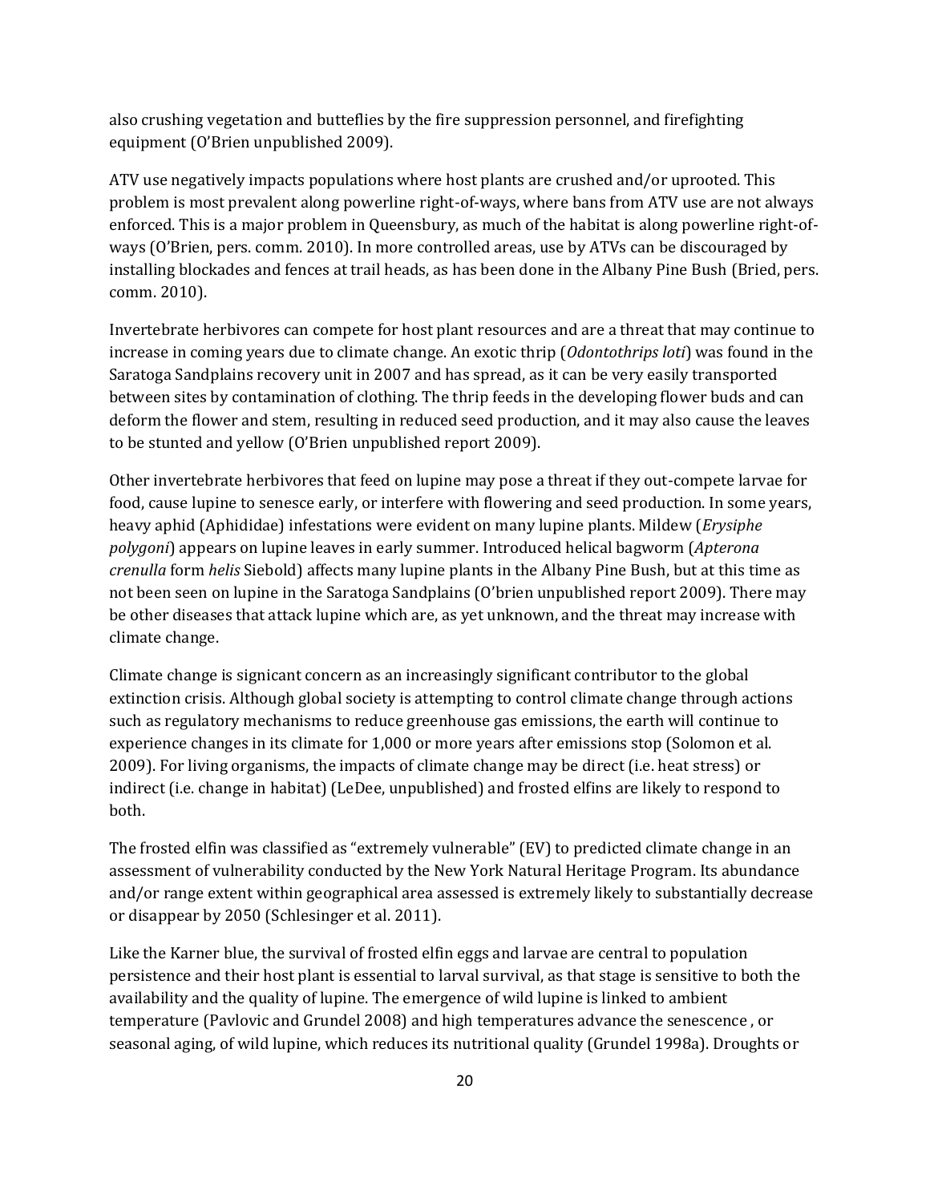also crushing vegetation and butteflies by the fire suppression personnel, and firefighting equipment (O'Brien unpublished 2009).

ATV use negatively impacts populations where host plants are crushed and/or uprooted. This problem is most prevalent along powerline right-of-ways, where bans from ATV use are not always enforced. This is a major problem in Queensbury, as much of the habitat is along powerline right-of-ways (O'Brien, pers. comm. 2010). In more controlled areas, use by ATVs can be discouraged by installing blockades and fences at trail heads, as has been done in the Albany Pine Bush (Bried, pers. comm. 2010).

Invertebrate herbivores can compete for host plant resources and are a threat that may continue to increase in coming years due to climate change. An exotic thrip (*Odontothrips loti*) was found in the Saratoga Sandplains recovery unit in 2007 and has spread, as it can be very easily transported between sites by contamination of clothing. The thrip feeds in the developing flower buds and can deform the flower and stem, resulting in reduced seed production, and it may also cause the leaves to be stunted and yellow (O'Brien unpublished report 2009).

Other invertebrate herbivores that feed on lupine may pose a threat if they out-compete larvae for food, cause lupine to senesce early, or interfere with flowering and seed production. In some years, heavy aphid (Aphididae) infestations were evident on many lupine plants. Mildew (*Erysiphe polygoni*) appears on lupine leaves in early summer. Introduced helical bagworm (*Apterona crenulla* form *helis* Siebold) affects many lupine plants in the Albany Pine Bush, but at this time as not been seen on lupine in the Saratoga Sandplains (O'brien unpublished report 2009). There may be other diseases that attack lupine which are, as yet unknown, and the threat may increase with climate change.

Climate change is signicant concern as an increasingly significant contributor to the global extinction crisis. Although global society is attempting to control climate change through actions such as regulatory mechanisms to reduce greenhouse gas emissions, the earth will continue to experience changes in its climate for 1,000 or more years after emissions stop (Solomon et al. 2009). For living organisms, the impacts of climate change may be direct (i.e. heat stress) or indirect (i.e. change in habitat) (LeDee, unpublished) and frosted elfins are likely to respond to both.

The frosted elfin was classified as "extremely vulnerable" (EV) to predicted climate change in an assessment of vulnerability conducted by the New York Natural Heritage Program. Its abundance and/or range extent within geographical area assessed is extremely likely to substantially decrease or disappear by 2050 (Schlesinger et al. 2011).

Like the Karner blue, the survival of frosted elfin eggs and larvae are central to population persistence and their host plant is essential to larval survival, as that stage is sensitive to both the availability and the quality of lupine. The emergence of wild lupine is linked to ambient temperature (Pavlovic and Grundel 2008) and high temperatures advance the senescence , or seasonal aging, of wild lupine, which reduces its nutritional quality (Grundel 1998a). Droughts or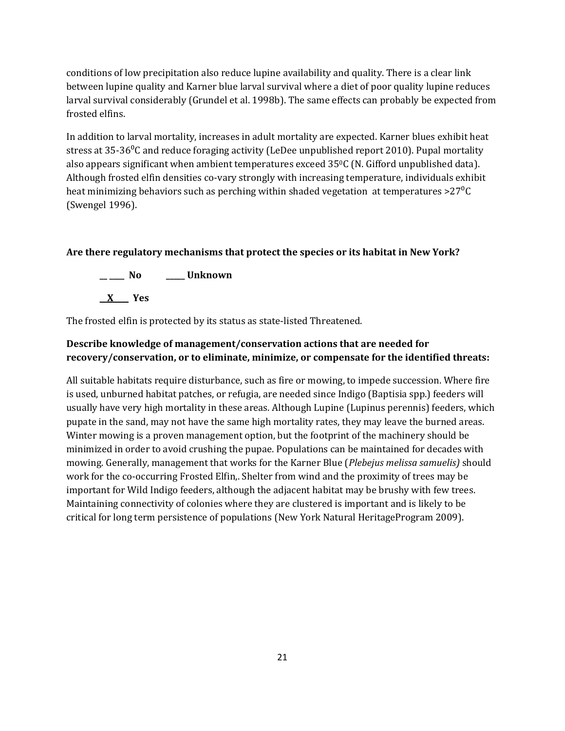conditions of low precipitation also reduce lupine availability and quality. There is a clear link between lupine quality and Karner blue larval survival where a diet of poor quality lupine reduces larval survival considerably (Grundel et al. 1998b). The same effects can probably be expected from frosted elfins.

In addition to larval mortality, increases in adult mortality are expected. Karner blues exhibit heat stress at 35-36$^0$C and reduce foraging activity (LeDee unpublished report 2010). Pupal mortality also appears significant when ambient temperatures exceed 35$^0$C (N. Gifford unpublished data). Although frosted elfin densities co-vary strongly with increasing temperature, individuals exhibit heat minimizing behaviors such as perching within shaded vegetation at temperatures >27$^0$C (Swengel 1996).

**Are there regulatory mechanisms that protect the species or its habitat in New York?**

**\_\_ \_\_\_\_ No \_\_\_\_\_ Unknown**

**\_\_X\_\_\_ Yes**

The frosted elfin is protected by its status as state-listed Threatened.

**Describe knowledge of management/conservation actions that are needed for recovery/conservation, or to eliminate, minimize, or compensate for the identified threats:**

All suitable habitats require disturbance, such as fire or mowing, to impede succession. Where fire is used, unburned habitat patches, or refugia, are needed since Indigo (Baptisia spp.) feeders will usually have very high mortality in these areas. Although Lupine (Lupinus perennis) feeders, which pupate in the sand, may not have the same high mortality rates, they may leave the burned areas. Winter mowing is a proven management option, but the footprint of the machinery should be minimized in order to avoid crushing the pupae. Populations can be maintained for decades with mowing. Generally, management that works for the Karner Blue (*Plebejus melissa samuelis)* should work for the co-occurring Frosted Elfin,. Shelter from wind and the proximity of trees may be important for Wild Indigo feeders, although the adjacent habitat may be brushy with few trees. Maintaining connectivity of colonies where they are clustered is important and is likely to be critical for long term persistence of populations (New York Natural HeritageProgram 2009).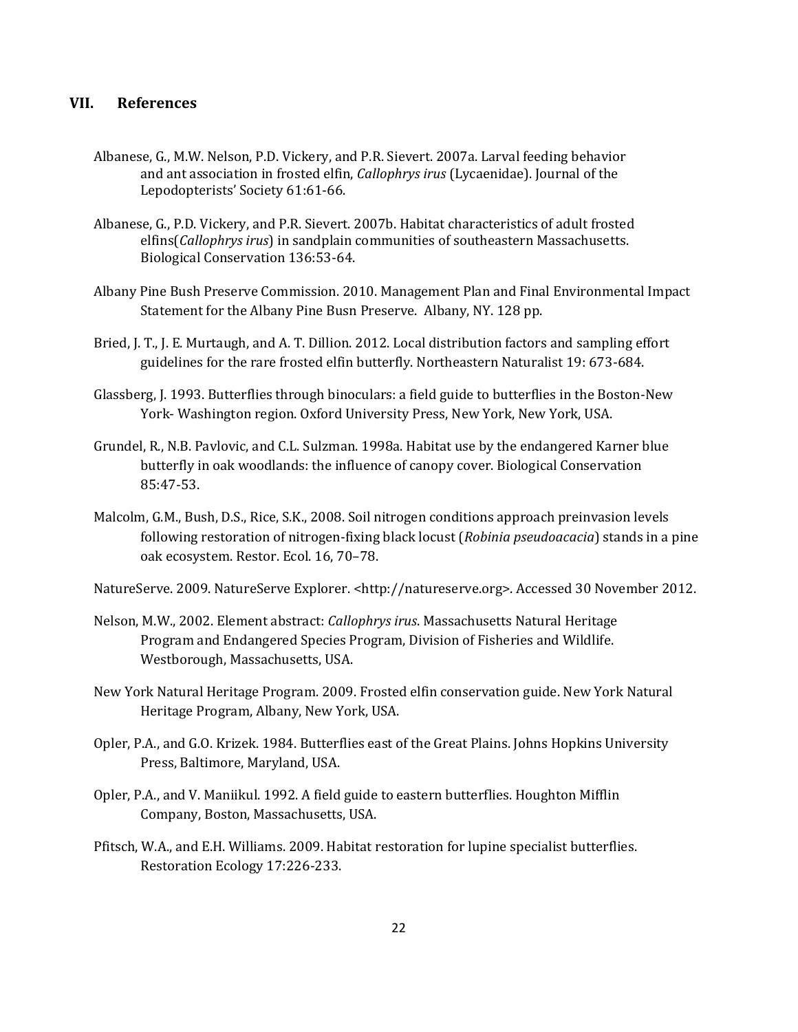## VII. References

Albanese, G., M.W. Nelson, P.D. Vickery, and P.R. Sievert. 2007a. Larval feeding behavior and ant association in frosted elfin, *Callophrys irus* (Lycaenidae). Journal of the Lepodopterists' Society 61:61-66.

Albanese, G., P.D. Vickery, and P.R. Sievert. 2007b. Habitat characteristics of adult frosted elfins(*Callophrys irus*) in sandplain communities of southeastern Massachusetts. Biological Conservation 136:53-64.

Albany Pine Bush Preserve Commission. 2010. Management Plan and Final Environmental Impact Statement for the Albany Pine Busn Preserve. Albany, NY. 128 pp.

Bried, J. T., J. E. Murtaugh, and A. T. Dillion. 2012. Local distribution factors and sampling effort guidelines for the rare frosted elfin butterfly. Northeastern Naturalist 19: 673-684.

Glassberg, J. 1993. Butterflies through binoculars: a field guide to butterflies in the Boston-New York- Washington region. Oxford University Press, New York, New York, USA.

Grundel, R., N.B. Pavlovic, and C.L. Sulzman. 1998a. Habitat use by the endangered Karner blue butterfly in oak woodlands: the influence of canopy cover. Biological Conservation 85:47-53.

Malcolm, G.M., Bush, D.S., Rice, S.K., 2008. Soil nitrogen conditions approach preinvasion levels following restoration of nitrogen-fixing black locust (*Robinia pseudoacacia*) stands in a pine oak ecosystem. Restor. Ecol. 16, 70–78.

NatureServe. 2009. NatureServe Explorer. <http://natureserve.org>. Accessed 30 November 2012.

Nelson, M.W., 2002. Element abstract: *Callophrys irus*. Massachusetts Natural Heritage Program and Endangered Species Program, Division of Fisheries and Wildlife. Westborough, Massachusetts, USA.

New York Natural Heritage Program. 2009. Frosted elfin conservation guide. New York Natural Heritage Program, Albany, New York, USA.

Opler, P.A., and G.O. Krizek. 1984. Butterflies east of the Great Plains. Johns Hopkins University Press, Baltimore, Maryland, USA.

Opler, P.A., and V. Maniikul. 1992. A field guide to eastern butterflies. Houghton Mifflin Company, Boston, Massachusetts, USA.

Pfitsch, W.A., and E.H. Williams. 2009. Habitat restoration for lupine specialist butterflies. Restoration Ecology 17:226-233.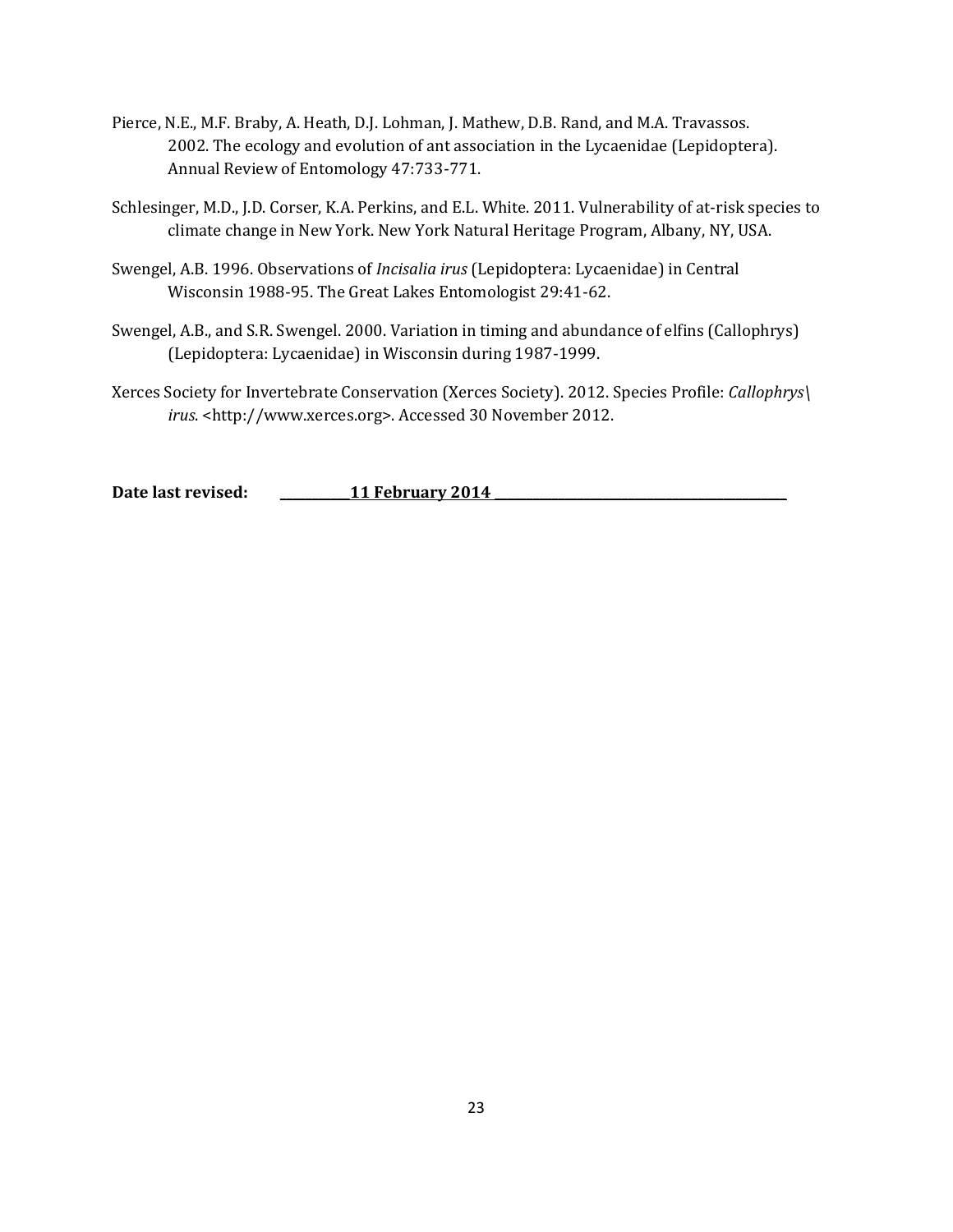Pierce, N.E., M.F. Braby, A. Heath, D.J. Lohman, J. Mathew, D.B. Rand, and M.A. Travassos. 2002. The ecology and evolution of ant association in the Lycaenidae (Lepidoptera). Annual Review of Entomology 47:733-771.

Schlesinger, M.D., J.D. Corser, K.A. Perkins, and E.L. White. 2011. Vulnerability of at-risk species to climate change in New York. New York Natural Heritage Program, Albany, NY, USA.

Swengel, A.B. 1996. Observations of *Incisalia irus* (Lepidoptera: Lycaenidae) in Central Wisconsin 1988-95. The Great Lakes Entomologist 29:41-62.

Swengel, A.B., and S.R. Swengel. 2000. Variation in timing and abundance of elfins (Callophrys) (Lepidoptera: Lycaenidae) in Wisconsin during 1987-1999.

Xerces Society for Invertebrate Conservation (Xerces Society). 2012. Species Profile: *Callophrys\ irus*. <http://www.xerces.org>. Accessed 30 November 2012.

**Date last revised: 11 February 2014**